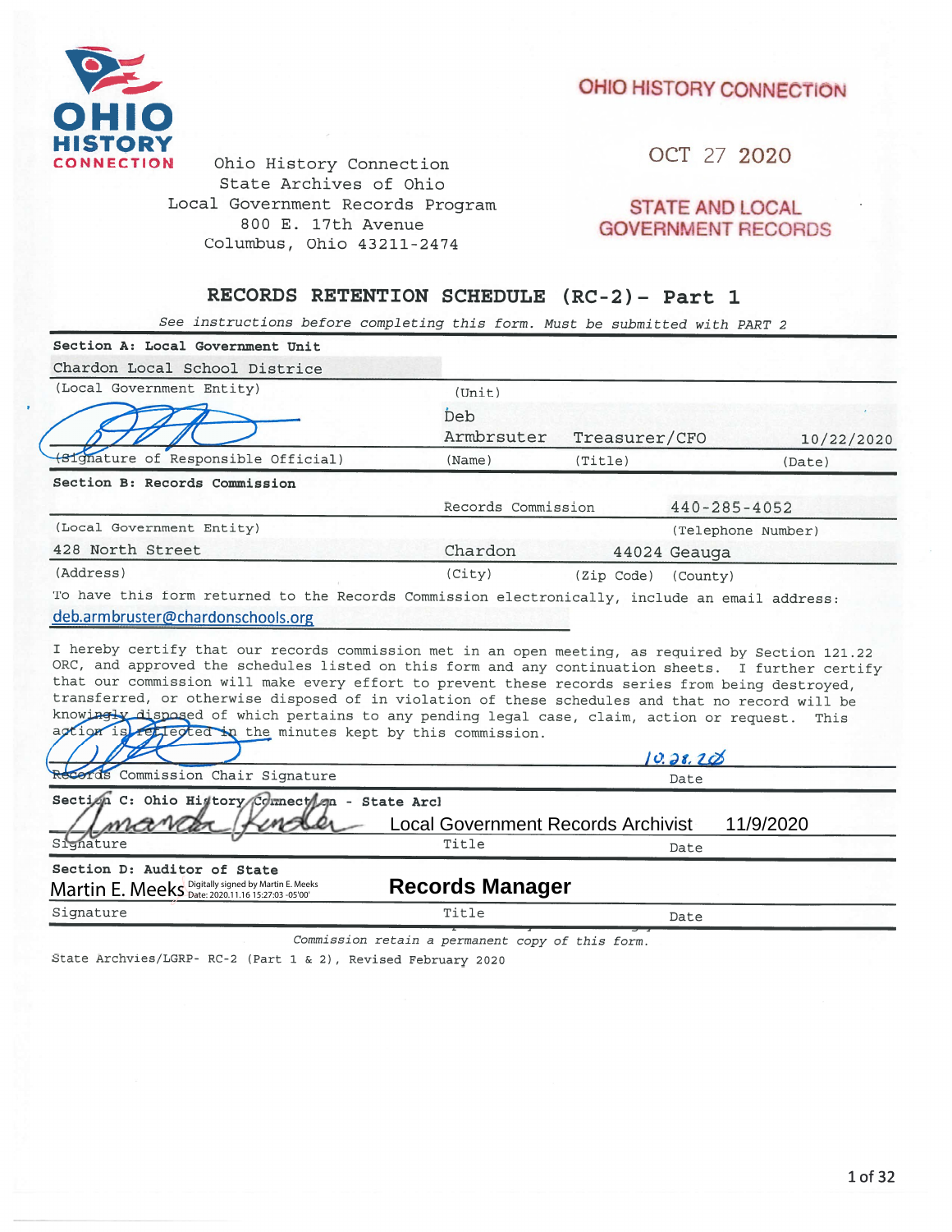OHIO HISTORY CONNECTION

Ohio History Connection
State Archives of Ohio
Local Government Records Program
800 E. 17th Avenue
Columbus, Ohio 43211-2474

OHIO HISTORY CONNECTION

OCT 27 2020

STATE AND LOCAL GOVERNMENT RECORDS

## RECORDS RETENTION SCHEDULE (RC-2)- Part 1

*See instructions before completing this form. Must be submitted with PART 2*

**Section A: Local Government Unit**

Chardon Local School Districe

(Local Government Entity) (Unit)

| (Signature of Responsible Official) | Deb Armbrsuter (Name) | Treasurer/CFO (Title) | 10/22/2020 (Date) |
|---|---|---|---|

**Section B: Records Commission**

Records Commission — 440-285-4052

(Local Government Entity) (Telephone Number)

| 428 North Street | Chardon | 44024 | Geauga |
|---|---|---|---|
| (Address) | (City) | (Zip Code) | (County) |

To have this form returned to the Records Commission electronically, include an email address:
deb.armbruster@chardonschools.org

I hereby certify that our records commission met in an open meeting, as required by Section 121.22 ORC, and approved the schedules listed on this form and any continuation sheets. I further certify that our commission will make every effort to prevent these records series from being destroyed, transferred, or otherwise disposed of in violation of these schedules and that no record will be knowingly disposed of which pertains to any pending legal case, claim, action or request. This action is reflected in the minutes kept by this commission.

| Records Commission Chair Signature | 10.28.20 Date |
|---|---|

**Section C: Ohio History Connection - State Arc**

| Amanda Rinder (Signature) | Local Government Records Archivist (Title) | 11/9/2020 (Date) |
|---|---|---|

**Section D: Auditor of State**

| Martin E. Meeks — Digitally signed by Martin E. Meeks Date: 2020.11.16 15:27:03 -05'00' (Signature) | Records Manager (Title) | (Date) |
|---|---|---|

*Commission retain a permanent copy of this form.*

State Archvies/LGRP- RC-2 (Part 1 & 2), Revised February 2020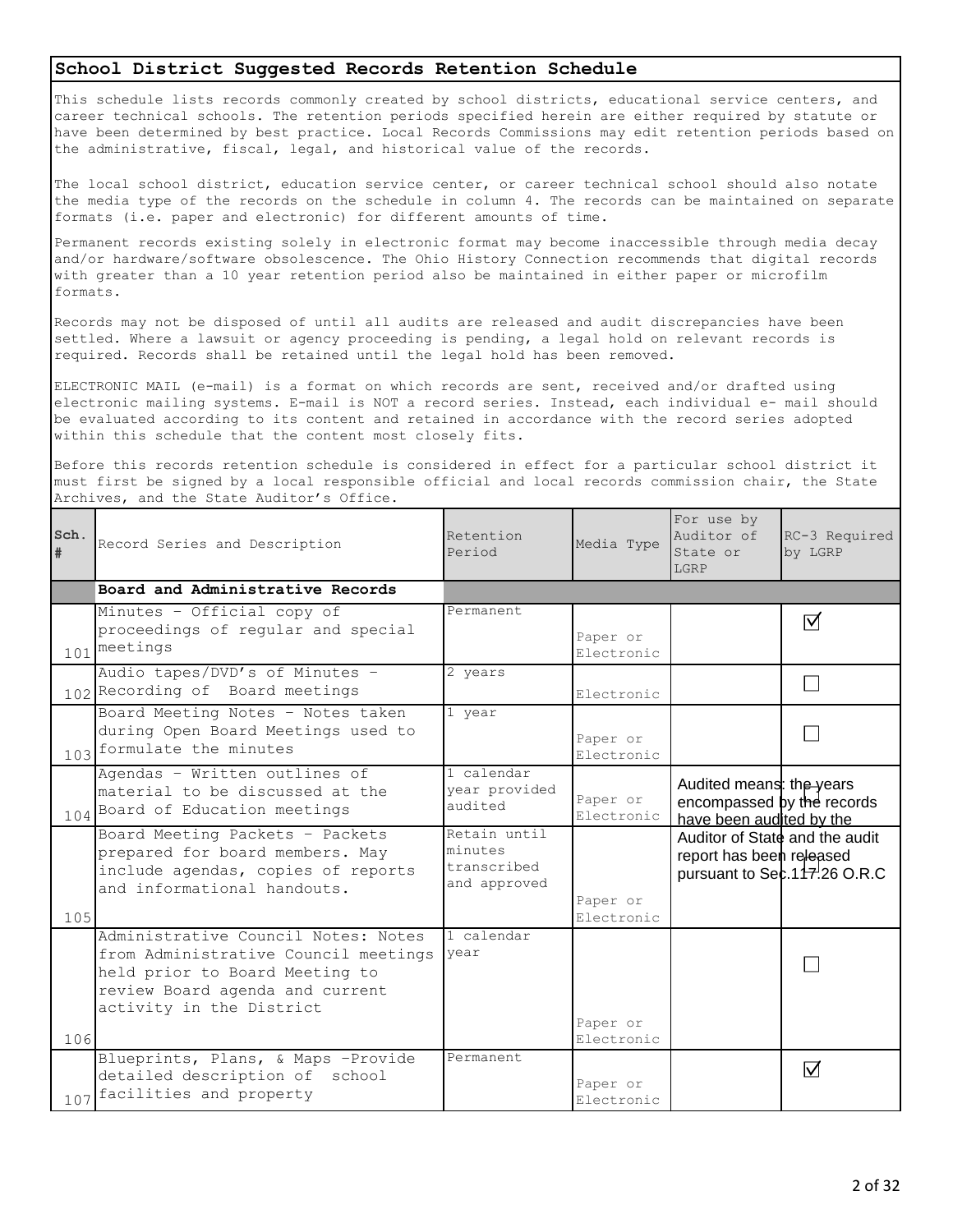## School District Suggested Records Retention Schedule

This schedule lists records commonly created by school districts, educational service centers, and career technical schools. The retention periods specified herein are either required by statute or have been determined by best practice. Local Records Commissions may edit retention periods based on the administrative, fiscal, legal, and historical value of the records.

The local school district, education service center, or career technical school should also notate the media type of the records on the schedule in column 4. The records can be maintained on separate formats (i.e. paper and electronic) for different amounts of time.

Permanent records existing solely in electronic format may become inaccessible through media decay and/or hardware/software obsolescence. The Ohio History Connection recommends that digital records with greater than a 10 year retention period also be maintained in either paper or microfilm formats.

Records may not be disposed of until all audits are released and audit discrepancies have been settled. Where a lawsuit or agency proceeding is pending, a legal hold on relevant records is required. Records shall be retained until the legal hold has been removed.

ELECTRONIC MAIL (e-mail) is a format on which records are sent, received and/or drafted using electronic mailing systems. E-mail is NOT a record series. Instead, each individual e- mail should be evaluated according to its content and retained in accordance with the record series adopted within this schedule that the content most closely fits.

Before this records retention schedule is considered in effect for a particular school district it must first be signed by a local responsible official and local records commission chair, the State Archives, and the State Auditor's Office.

| Sch. # | Record Series and Description | Retention Period | Media Type | For use by Auditor of State or LGRP | RC-3 Required by LGRP |
|---|---|---|---|---|---|
| | **Board and Administrative Records** | | | | |
| 101 | Minutes - Official copy of proceedings of regular and special meetings | Permanent | Paper or Electronic | | ☑ |
| 102 | Audio tapes/DVD's of Minutes - Recording of Board meetings | 2 years | Electronic | | ☐ |
| 103 | Board Meeting Notes - Notes taken during Open Board Meetings used to formulate the minutes | 1 year | Paper or Electronic | | ☐ |
| 104 | Agendas - Written outlines of material to be discussed at the Board of Education meetings | 1 calendar year provided audited | Paper or Electronic | Audited means: the years encompassed by the records have been audited by the Auditor of State and the audit report has been released pursuant to Sec.117.26 O.R.C | ☐ |
| 105 | Board Meeting Packets - Packets prepared for board members. May include agendas, copies of reports and informational handouts. | Retain until minutes transcribed and approved | Paper or Electronic | | ☐ |
| 106 | Administrative Council Notes: Notes from Administrative Council meetings held prior to Board Meeting to review Board agenda and current activity in the District | 1 calendar year | Paper or Electronic | | ☐ |
| 107 | Blueprints, Plans, & Maps -Provide detailed description of school facilities and property | Permanent | Paper or Electronic | | ☑ |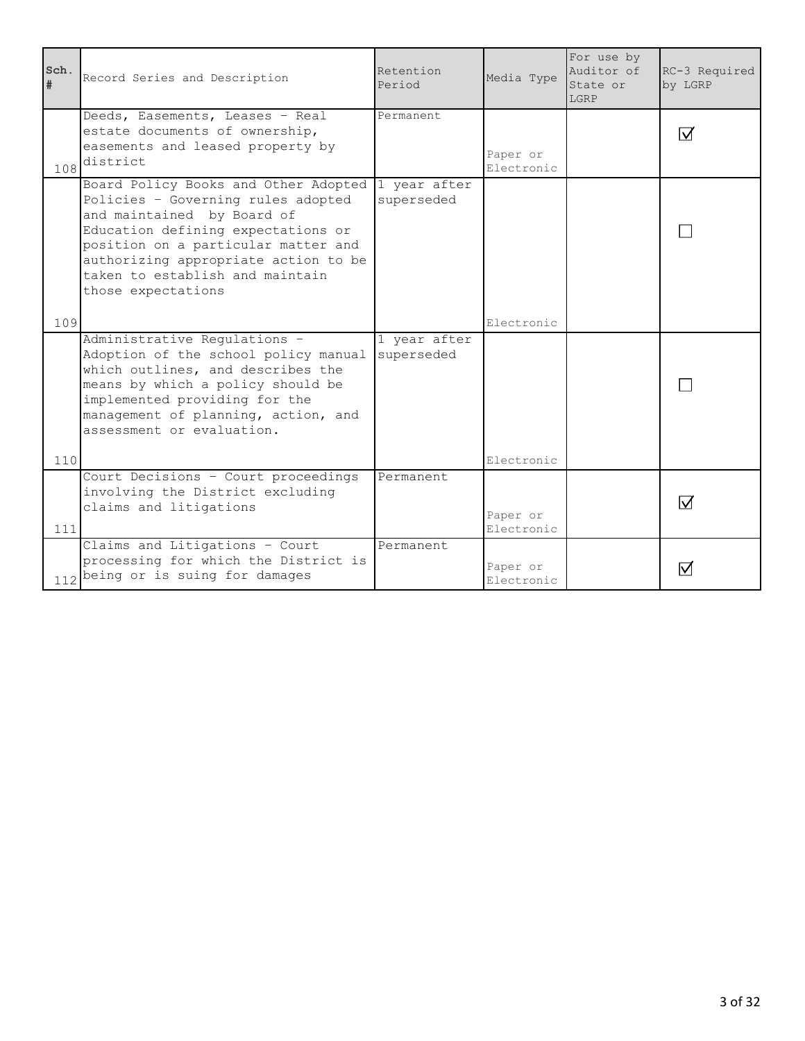| Sch. # | Record Series and Description | Retention Period | Media Type | For use by Auditor of State or LGRP | RC-3 Required by LGRP |
|---|---|---|---|---|---|
| 108 | Deeds, Easements, Leases - Real estate documents of ownership, easements and leased property by district | Permanent | Paper or Electronic | | ☑ |
| 109 | Board Policy Books and Other Adopted Policies - Governing rules adopted and maintained by Board of Education defining expectations or position on a particular matter and authorizing appropriate action to be taken to establish and maintain those expectations | 1 year after superseded | Electronic | | ☐ |
| 110 | Administrative Regulations - Adoption of the school policy manual which outlines, and describes the means by which a policy should be implemented providing for the management of planning, action, and assessment or evaluation. | 1 year after superseded | Electronic | | ☐ |
| 111 | Court Decisions - Court proceedings involving the District excluding claims and litigations | Permanent | Paper or Electronic | | ☑ |
| 112 | Claims and Litigations - Court processing for which the District is being or is suing for damages | Permanent | Paper or Electronic | | ☑ |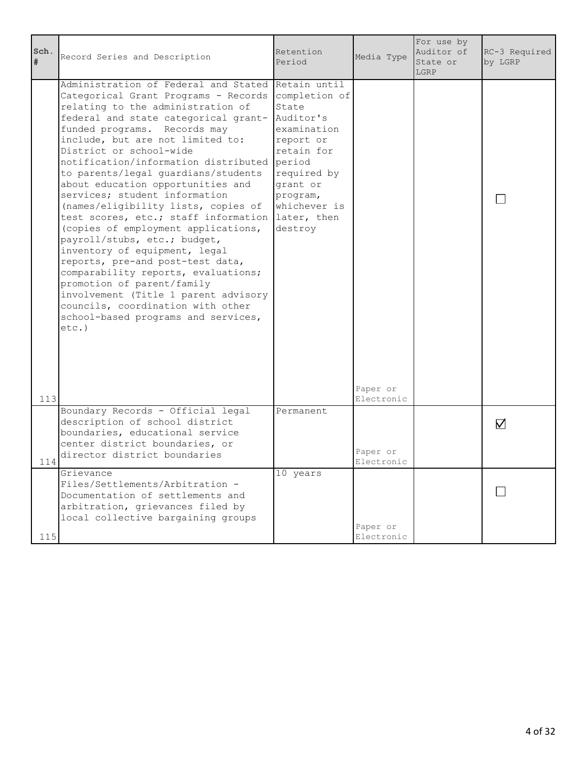| Sch. # | Record Series and Description | Retention Period | Media Type | For use by Auditor of State or LGRP | RC-3 Required by LGRP |
|---|---|---|---|---|---|
| 113 | Administration of Federal and Stated Categorical Grant Programs - Records relating to the administration of federal and state categorical grant-funded programs. Records may include, but are not limited to: District or school-wide notification/information distributed to parents/legal guardians/students about education opportunities and services; student information (names/eligibility lists, copies of test scores, etc.; staff information (copies of employment applications, payroll/stubs, etc.; budget, inventory of equipment, legal reports, pre-and post-test data, comparability reports, evaluations; promotion of parent/family involvement (Title 1 parent advisory councils, coordination with other school-based programs and services, etc.) | Retain until completion of State Auditor's examination report or retain for period required by grant or program, whichever is later, then destroy | Paper or Electronic | | ☐ |
| 114 | Boundary Records - Official legal description of school district boundaries, educational service center district boundaries, or director district boundaries | Permanent | Paper or Electronic | | ☑ |
| 115 | Grievance Files/Settlements/Arbitration - Documentation of settlements and arbitration, grievances filed by local collective bargaining groups | 10 years | Paper or Electronic | | ☐ |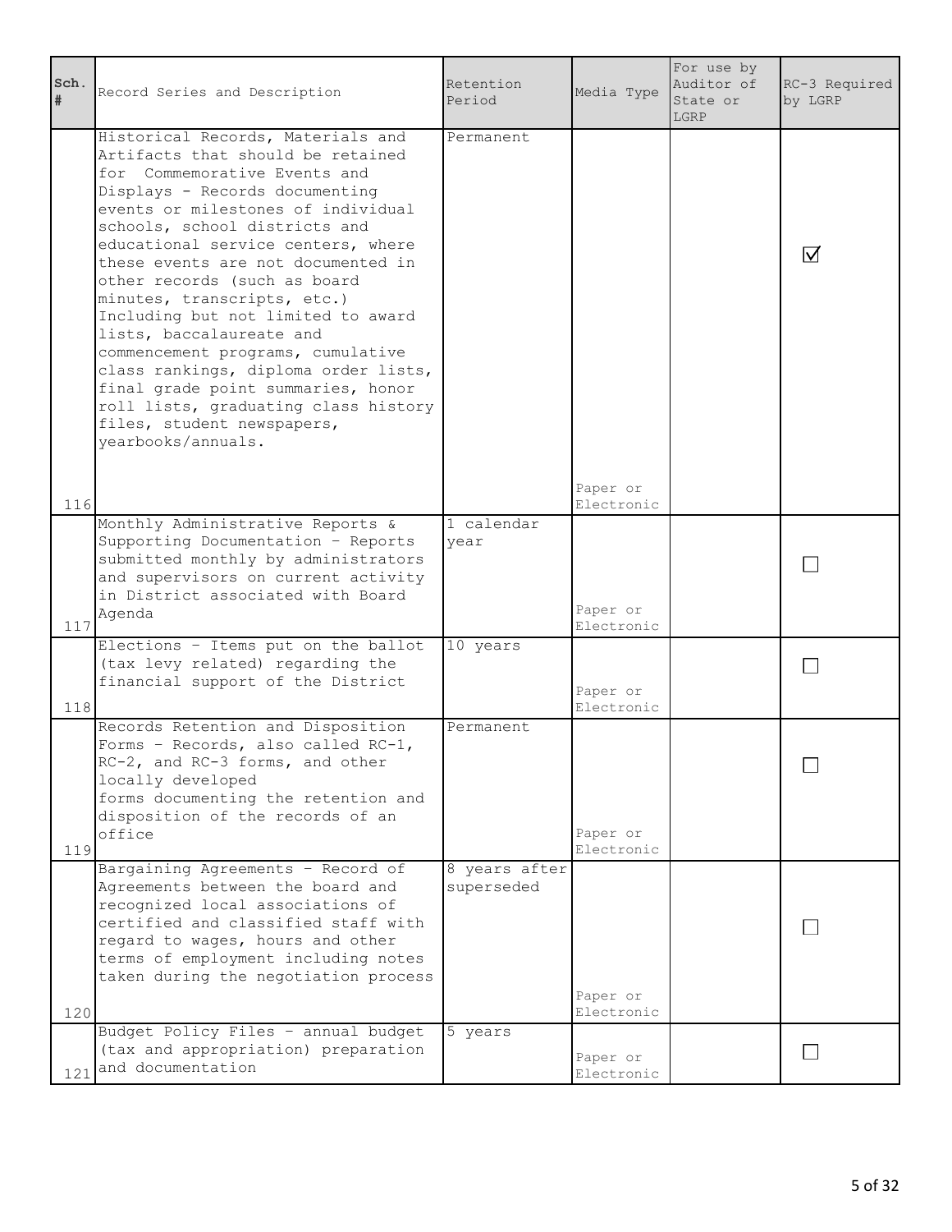| Sch. # | Record Series and Description | Retention Period | Media Type | For use by Auditor of State or LGRP | RC-3 Required by LGRP |
|---|---|---|---|---|---|
| 116 | Historical Records, Materials and Artifacts that should be retained for Commemorative Events and Displays - Records documenting events or milestones of individual schools, school districts and educational service centers, where these events are not documented in other records (such as board minutes, transcripts, etc.) Including but not limited to award lists, baccalaureate and commencement programs, cumulative class rankings, diploma order lists, final grade point summaries, honor roll lists, graduating class history files, student newspapers, yearbooks/annuals. | Permanent | Paper or Electronic | | ☑ |
| 117 | Monthly Administrative Reports & Supporting Documentation - Reports submitted monthly by administrators and supervisors on current activity in District associated with Board Agenda | 1 calendar year | Paper or Electronic | | ☐ |
| 118 | Elections - Items put on the ballot (tax levy related) regarding the financial support of the District | 10 years | Paper or Electronic | | ☐ |
| 119 | Records Retention and Disposition Forms - Records, also called RC-1, RC-2, and RC-3 forms, and other locally developed forms documenting the retention and disposition of the records of an office | Permanent | Paper or Electronic | | ☐ |
| 120 | Bargaining Agreements - Record of Agreements between the board and recognized local associations of certified and classified staff with regard to wages, hours and other terms of employment including notes taken during the negotiation process | 8 years after superseded | Paper or Electronic | | ☐ |
| 121 | Budget Policy Files - annual budget (tax and appropriation) preparation and documentation | 5 years | Paper or Electronic | | ☐ |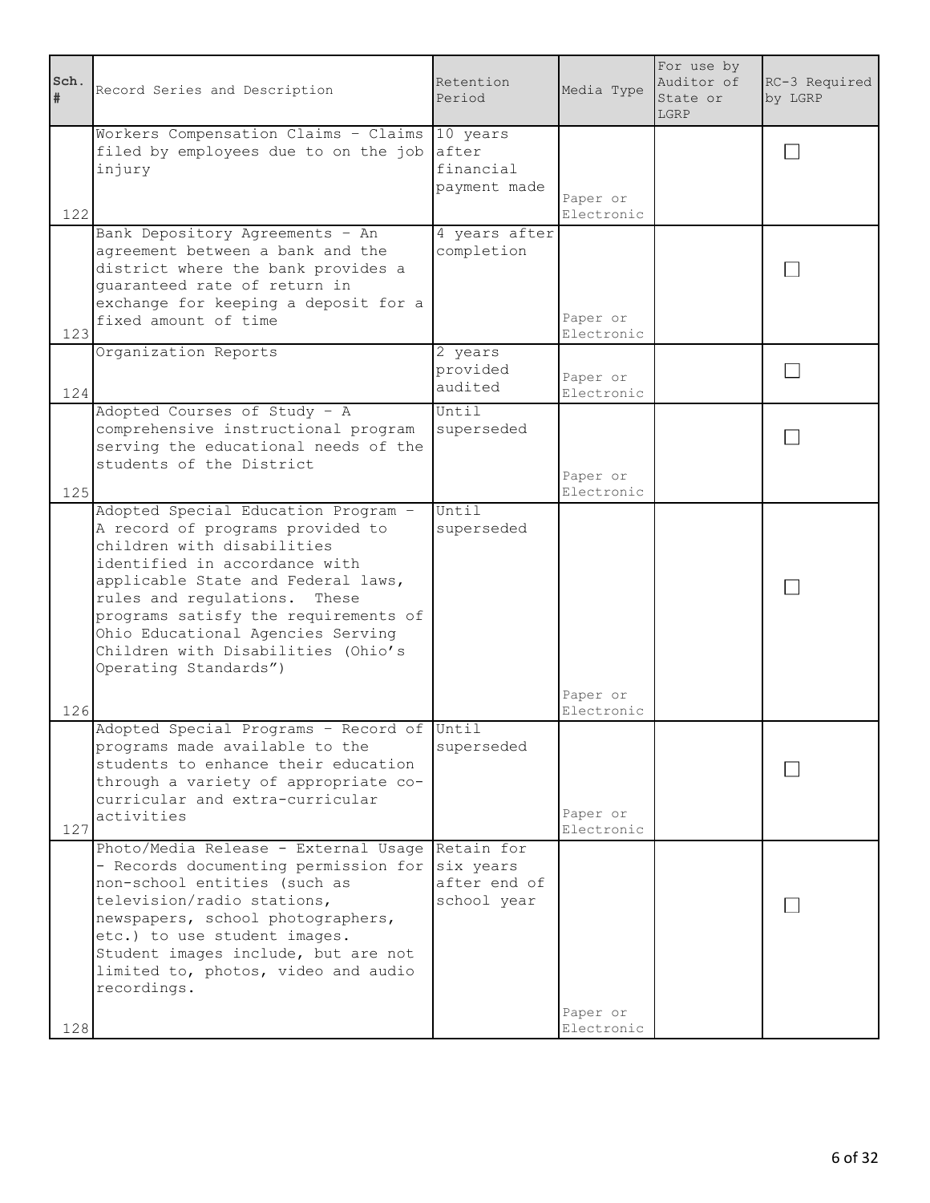| Sch. # | Record Series and Description | Retention Period | Media Type | For use by Auditor of State or LGRP | RC-3 Required by LGRP |
|---|---|---|---|---|---|
| 122 | Workers Compensation Claims - Claims filed by employees due to on the job injury | 10 years after financial payment made | Paper or Electronic | | ☐ |
| 123 | Bank Depository Agreements - An agreement between a bank and the district where the bank provides a guaranteed rate of return in exchange for keeping a deposit for a fixed amount of time | 4 years after completion | Paper or Electronic | | ☐ |
| 124 | Organization Reports | 2 years provided audited | Paper or Electronic | | ☐ |
| 125 | Adopted Courses of Study - A comprehensive instructional program serving the educational needs of the students of the District | Until superseded | Paper or Electronic | | ☐ |
| 126 | Adopted Special Education Program - A record of programs provided to children with disabilities identified in accordance with applicable State and Federal laws, rules and regulations. These programs satisfy the requirements of Ohio Educational Agencies Serving Children with Disabilities (Ohio's Operating Standards") | Until superseded | Paper or Electronic | | ☐ |
| 127 | Adopted Special Programs - Record of programs made available to the students to enhance their education through a variety of appropriate co-curricular and extra-curricular activities | Until superseded | Paper or Electronic | | ☐ |
| 128 | Photo/Media Release - External Usage - Records documenting permission for non-school entities (such as television/radio stations, newspapers, school photographers, etc.) to use student images. Student images include, but are not limited to, photos, video and audio recordings. | Retain for six years after end of school year | Paper or Electronic | | ☐ |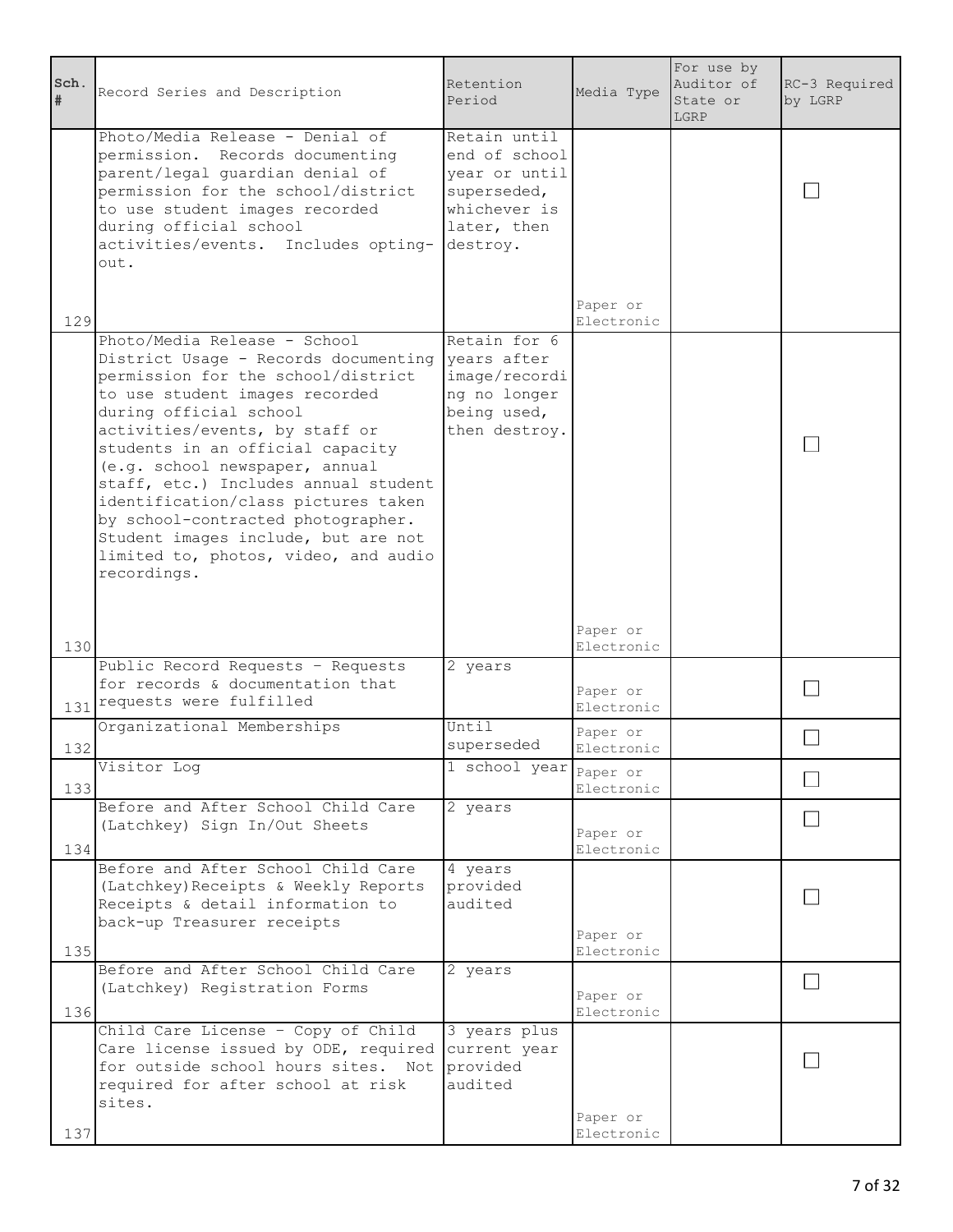| Sch. # | Record Series and Description | Retention Period | Media Type | For use by Auditor of State or LGRP | RC-3 Required by LGRP |
|---|---|---|---|---|---|
| 129 | Photo/Media Release - Denial of permission. Records documenting parent/legal guardian denial of permission for the school/district to use student images recorded during official school activities/events. Includes opting-out. | Retain until end of school year or until superseded, whichever is later, then destroy. | Paper or Electronic | | ☐ |
| 130 | Photo/Media Release - School District Usage - Records documenting permission for the school/district to use student images recorded during official school activities/events, by staff or students in an official capacity (e.g. school newspaper, annual staff, etc.) Includes annual student identification/class pictures taken by school-contracted photographer. Student images include, but are not limited to, photos, video, and audio recordings. | Retain for 6 years after image/recording no longer being used, then destroy. | Paper or Electronic | | ☐ |
| 131 | Public Record Requests – Requests for records & documentation that requests were fulfilled | 2 years | Paper or Electronic | | ☐ |
| 132 | Organizational Memberships | Until superseded | Paper or Electronic | | ☐ |
| 133 | Visitor Log | 1 school year | Paper or Electronic | | ☐ |
| 134 | Before and After School Child Care (Latchkey) Sign In/Out Sheets | 2 years | Paper or Electronic | | ☐ |
| 135 | Before and After School Child Care (Latchkey)Receipts & Weekly Reports Receipts & detail information to back-up Treasurer receipts | 4 years provided audited | Paper or Electronic | | ☐ |
| 136 | Before and After School Child Care (Latchkey) Registration Forms | 2 years | Paper or Electronic | | ☐ |
| 137 | Child Care License – Copy of Child Care license issued by ODE, required for outside school hours sites. Not required for after school at risk sites. | 3 years plus current year provided audited | Paper or Electronic | | ☐ |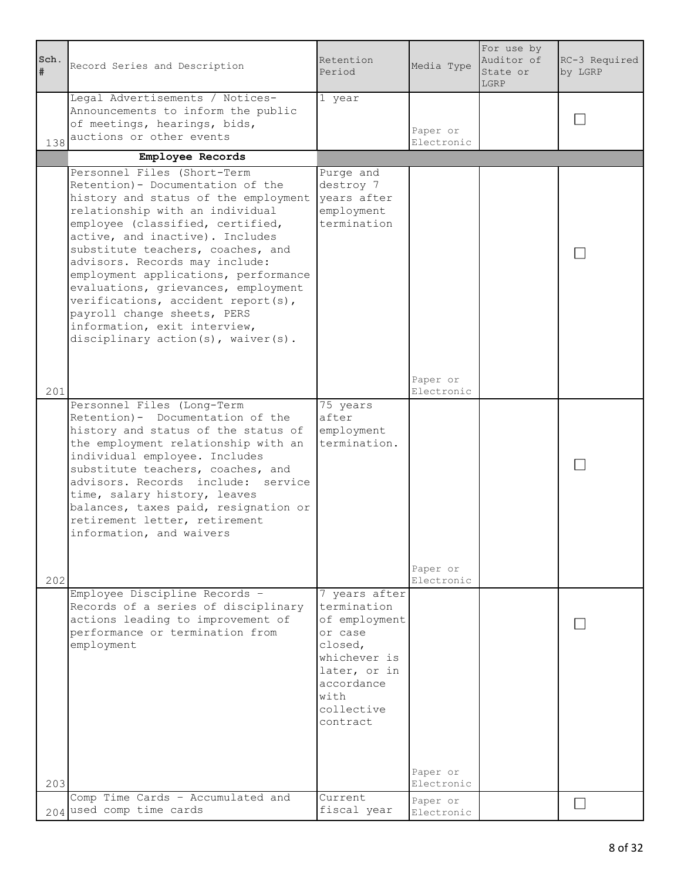| Sch. # | Record Series and Description | Retention Period | Media Type | For use by Auditor of State or LGRP | RC-3 Required by LGRP |
|---|---|---|---|---|---|
| 138 | Legal Advertisements / Notices- Announcements to inform the public of meetings, hearings, bids, auctions or other events | 1 year | Paper or Electronic | | ☐ |
| | **Employee Records** | | | | |
| 201 | Personnel Files (Short-Term Retention)- Documentation of the history and status of the employment relationship with an individual employee (classified, certified, active, and inactive). Includes substitute teachers, coaches, and advisors. Records may include: employment applications, performance evaluations, grievances, employment verifications, accident report(s), payroll change sheets, PERS information, exit interview, disciplinary action(s), waiver(s). | Purge and destroy 7 years after employment termination | Paper or Electronic | | ☐ |
| 202 | Personnel Files (Long-Term Retention)- Documentation of the history and status of the status of the employment relationship with an individual employee. Includes substitute teachers, coaches, and advisors. Records include: service time, salary history, leaves balances, taxes paid, resignation or retirement letter, retirement information, and waivers | 75 years after employment termination. | Paper or Electronic | | ☐ |
| 203 | Employee Discipline Records - Records of a series of disciplinary actions leading to improvement of performance or termination from employment | 7 years after termination of employment or case closed, whichever is later, or in accordance with collective contract | Paper or Electronic | | ☐ |
| 204 | Comp Time Cards - Accumulated and used comp time cards | Current fiscal year | Paper or Electronic | | ☐ |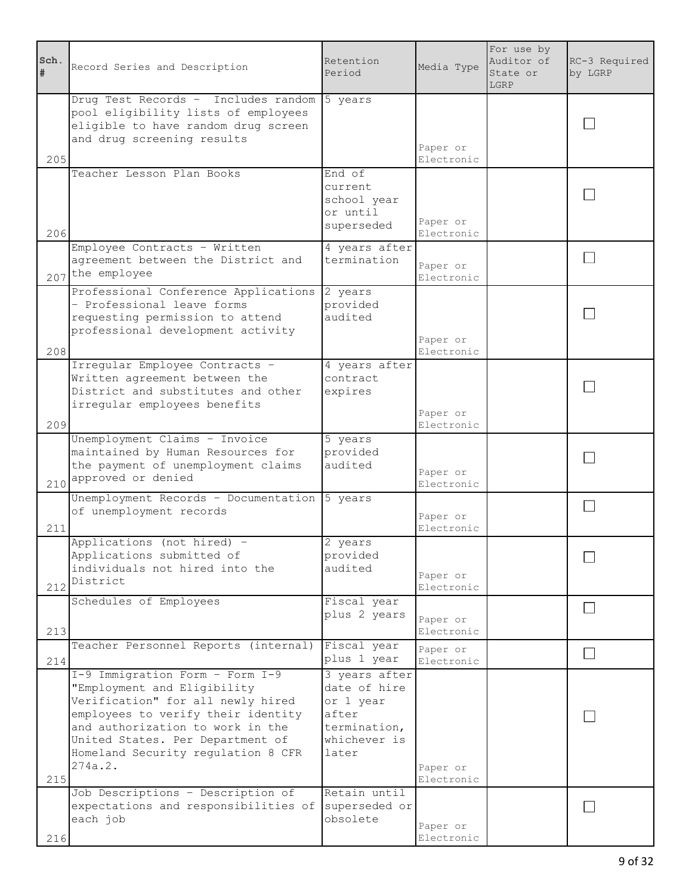| Sch. # | Record Series and Description | Retention Period | Media Type | For use by Auditor of State or LGRP | RC-3 Required by LGRP |
|---|---|---|---|---|---|
| 205 | Drug Test Records - Includes random pool eligibility lists of employees eligible to have random drug screen and drug screening results | 5 years | Paper or Electronic | | ☐ |
| 206 | Teacher Lesson Plan Books | End of current school year or until superseded | Paper or Electronic | | ☐ |
| 207 | Employee Contracts - Written agreement between the District and the employee | 4 years after termination | Paper or Electronic | | ☐ |
| 208 | Professional Conference Applications - Professional leave forms requesting permission to attend professional development activity | 2 years provided audited | Paper or Electronic | | ☐ |
| 209 | Irregular Employee Contracts - Written agreement between the District and substitutes and other irregular employees benefits | 4 years after contract expires | Paper or Electronic | | ☐ |
| 210 | Unemployment Claims - Invoice maintained by Human Resources for the payment of unemployment claims approved or denied | 5 years provided audited | Paper or Electronic | | ☐ |
| 211 | Unemployment Records - Documentation of unemployment records | 5 years | Paper or Electronic | | ☐ |
| 212 | Applications (not hired) - Applications submitted of individuals not hired into the District | 2 years provided audited | Paper or Electronic | | ☐ |
| 213 | Schedules of Employees | Fiscal year plus 2 years | Paper or Electronic | | ☐ |
| 214 | Teacher Personnel Reports (internal) | Fiscal year plus 1 year | Paper or Electronic | | ☐ |
| 215 | I-9 Immigration Form - Form I-9 "Employment and Eligibility Verification" for all newly hired employees to verify their identity and authorization to work in the United States. Per Department of Homeland Security regulation 8 CFR 274a.2. | 3 years after date of hire or 1 year after termination, whichever is later | Paper or Electronic | | ☐ |
| 216 | Job Descriptions - Description of expectations and responsibilities of each job | Retain until superseded or obsolete | Paper or Electronic | | ☐ |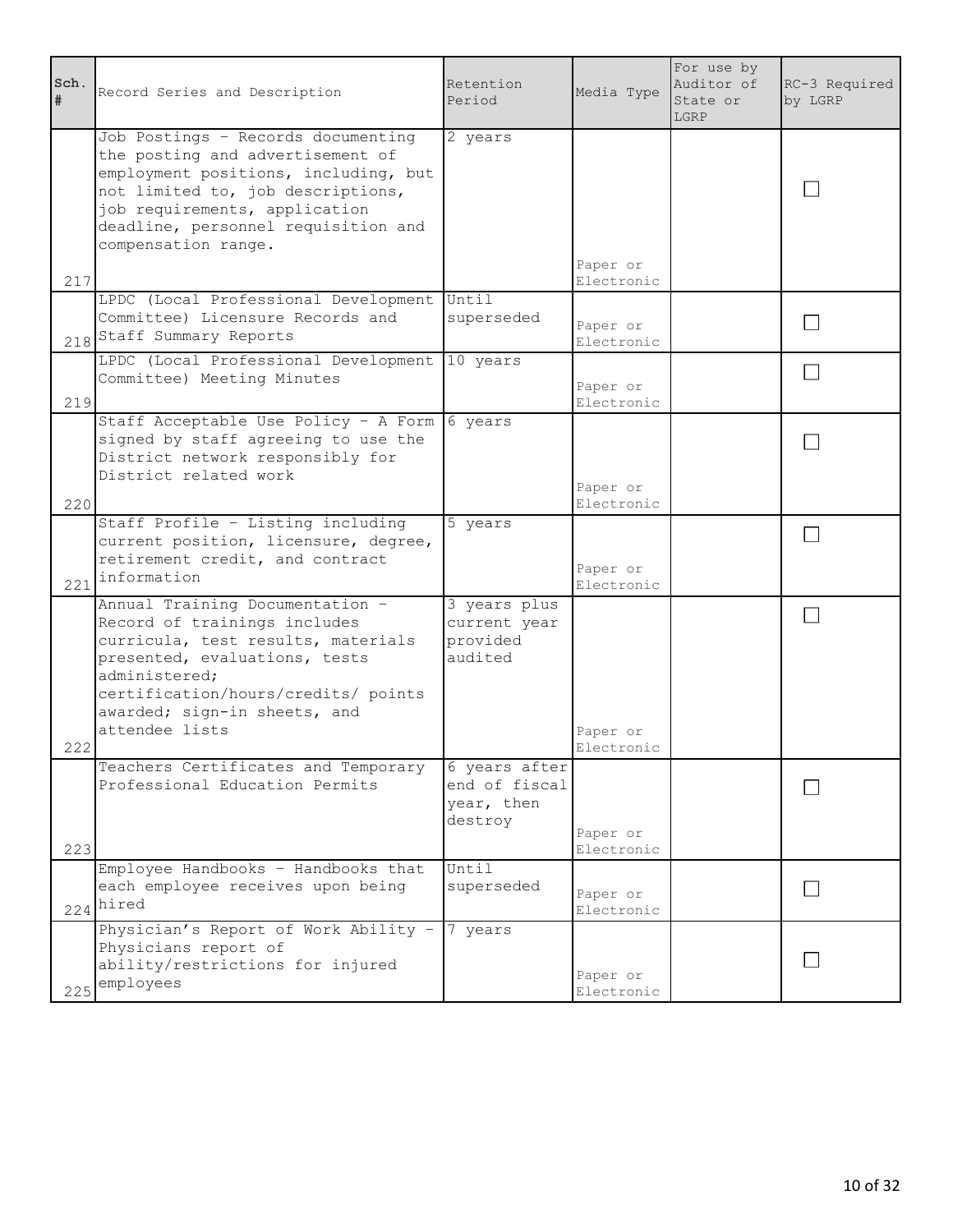| Sch. # | Record Series and Description | Retention Period | Media Type | For use by Auditor of State or LGRP | RC-3 Required by LGRP |
|---|---|---|---|---|---|
| 217 | Job Postings - Records documenting the posting and advertisement of employment positions, including, but not limited to, job descriptions, job requirements, application deadline, personnel requisition and compensation range. | 2 years | Paper or Electronic | | ☐ |
| 218 | LPDC (Local Professional Development Committee) Licensure Records and Staff Summary Reports | Until superseded | Paper or Electronic | | ☐ |
| 219 | LPDC (Local Professional Development Committee) Meeting Minutes | 10 years | Paper or Electronic | | ☐ |
| 220 | Staff Acceptable Use Policy - A Form signed by staff agreeing to use the District network responsibly for District related work | 6 years | Paper or Electronic | | ☐ |
| 221 | Staff Profile - Listing including current position, licensure, degree, retirement credit, and contract information | 5 years | Paper or Electronic | | ☐ |
| 222 | Annual Training Documentation - Record of trainings includes curricula, test results, materials presented, evaluations, tests administered; certification/hours/credits/ points awarded; sign-in sheets, and attendee lists | 3 years plus current year provided audited | Paper or Electronic | | ☐ |
| 223 | Teachers Certificates and Temporary Professional Education Permits | 6 years after end of fiscal year, then destroy | Paper or Electronic | | ☐ |
| 224 | Employee Handbooks - Handbooks that each employee receives upon being hired | Until superseded | Paper or Electronic | | ☐ |
| 225 | Physician's Report of Work Ability - Physicians report of ability/restrictions for injured employees | 7 years | Paper or Electronic | | ☐ |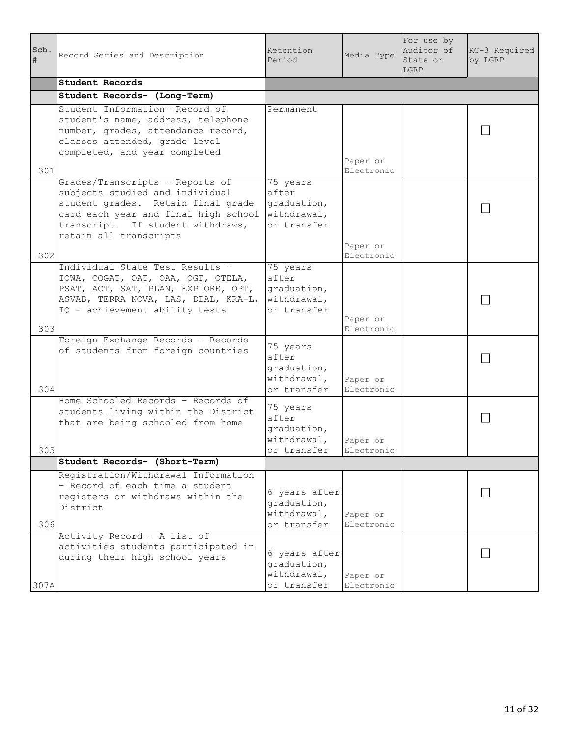| Sch. # | Record Series and Description | Retention Period | Media Type | For use by Auditor of State or LGRP | RC-3 Required by LGRP |
|---|---|---|---|---|---|
| | **Student Records** | | | | |
| | **Student Records- (Long-Term)** | | | | |
| 301 | Student Information- Record of student's name, address, telephone number, grades, attendance record, classes attended, grade level completed, and year completed | Permanent | Paper or Electronic | | ☐ |
| 302 | Grades/Transcripts - Reports of subjects studied and individual student grades. Retain final grade card each year and final high school transcript. If student withdraws, retain all transcripts | 75 years after graduation, withdrawal, or transfer | Paper or Electronic | | ☐ |
| 303 | Individual State Test Results - IOWA, COGAT, OAT, OAA, OGT, OTELA, PSAT, ACT, SAT, PLAN, EXPLORE, OPT, ASVAB, TERRA NOVA, LAS, DIAL, KRA-L, IQ - achievement ability tests | 75 years after graduation, withdrawal, or transfer | Paper or Electronic | | ☐ |
| 304 | Foreign Exchange Records - Records of students from foreign countries | 75 years after graduation, withdrawal, or transfer | Paper or Electronic | | ☐ |
| 305 | Home Schooled Records - Records of students living within the District that are being schooled from home | 75 years after graduation, withdrawal, or transfer | Paper or Electronic | | ☐ |
| | **Student Records- (Short-Term)** | | | | |
| 306 | Registration/Withdrawal Information - Record of each time a student registers or withdraws within the District | 6 years after graduation, withdrawal, or transfer | Paper or Electronic | | ☐ |
| 307A | Activity Record - A list of activities students participated in during their high school years | 6 years after graduation, withdrawal, or transfer | Paper or Electronic | | ☐ |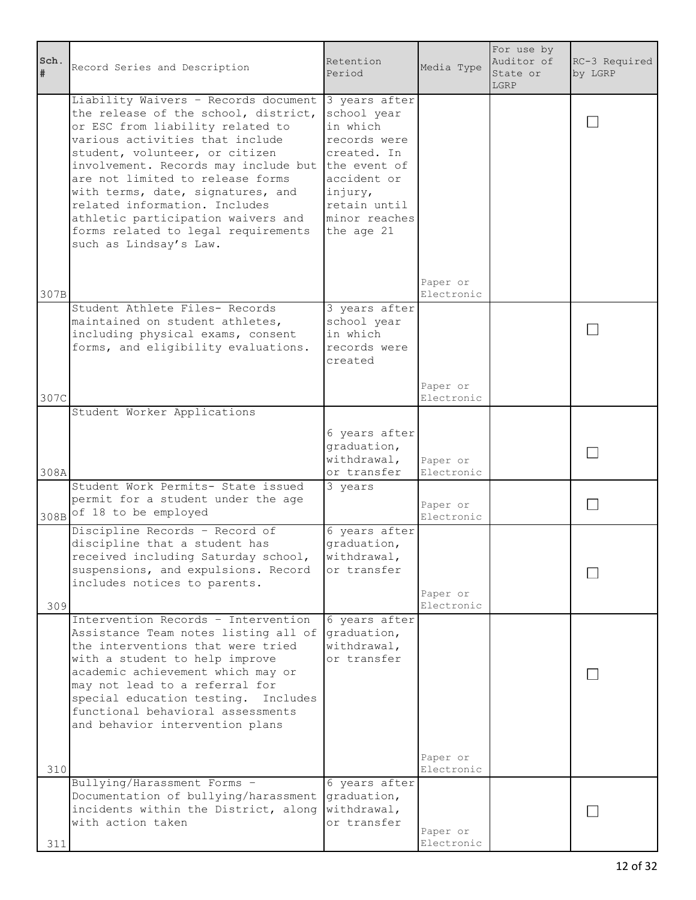| Sch. # | Record Series and Description | Retention Period | Media Type | For use by Auditor of State or LGRP | RC-3 Required by LGRP |
|---|---|---|---|---|---|
| 307B | Liability Waivers - Records document the release of the school, district, or ESC from liability related to various activities that include student, volunteer, or citizen involvement. Records may include but are not limited to release forms with terms, date, signatures, and related information. Includes athletic participation waivers and forms related to legal requirements such as Lindsay's Law. | 3 years after school year in which records were created. In the event of accident or injury, retain until minor reaches the age 21 | Paper or Electronic | | ☐ |
| 307C | Student Athlete Files- Records maintained on student athletes, including physical exams, consent forms, and eligibility evaluations. | 3 years after school year in which records were created | Paper or Electronic | | ☐ |
| 308A | Student Worker Applications | 6 years after graduation, withdrawal, or transfer | Paper or Electronic | | ☐ |
| 308B | Student Work Permits- State issued permit for a student under the age of 18 to be employed | 3 years | Paper or Electronic | | ☐ |
| 309 | Discipline Records - Record of discipline that a student has received including Saturday school, suspensions, and expulsions. Record includes notices to parents. | 6 years after graduation, withdrawal, or transfer | Paper or Electronic | | ☐ |
| 310 | Intervention Records - Intervention Assistance Team notes listing all of the interventions that were tried with a student to help improve academic achievement which may or may not lead to a referral for special education testing. Includes functional behavioral assessments and behavior intervention plans | 6 years after graduation, withdrawal, or transfer | Paper or Electronic | | ☐ |
| 311 | Bullying/Harassment Forms - Documentation of bullying/harassment incidents within the District, along with action taken | 6 years after graduation, withdrawal, or transfer | Paper or Electronic | | ☐ |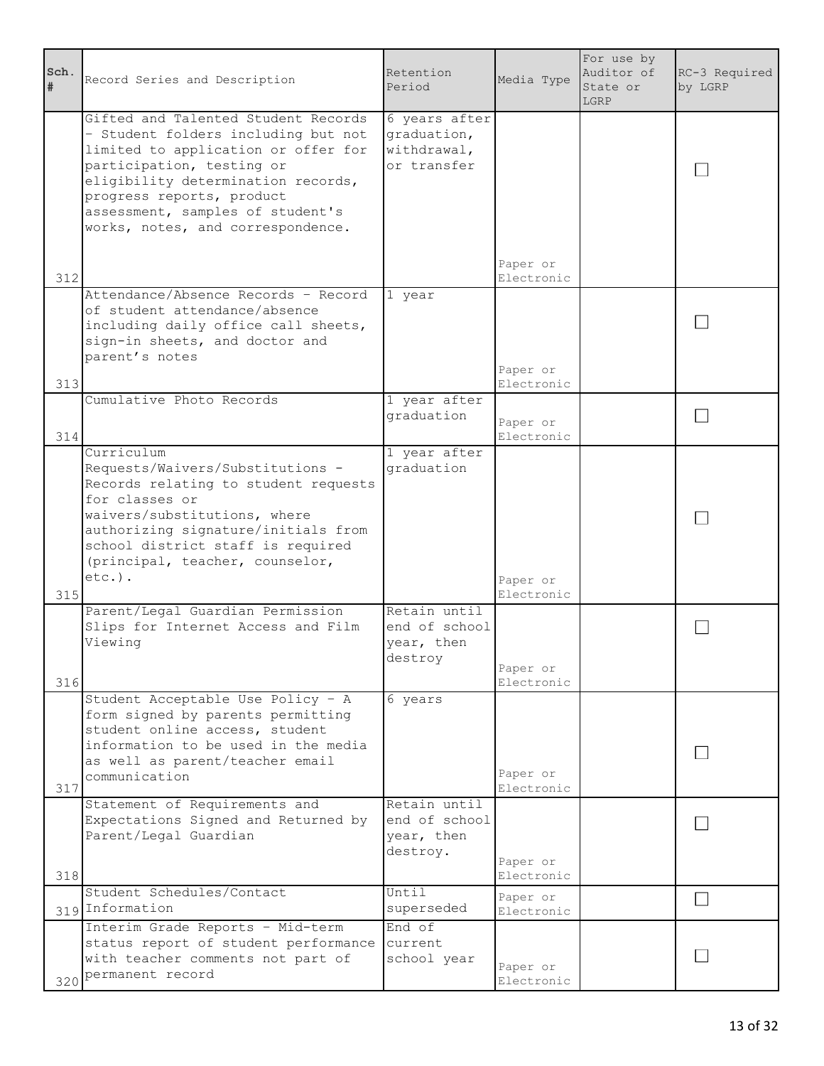| Sch. # | Record Series and Description | Retention Period | Media Type | For use by Auditor of State or LGRP | RC-3 Required by LGRP |
|---|---|---|---|---|---|
| 312 | Gifted and Talented Student Records - Student folders including but not limited to application or offer for participation, testing or eligibility determination records, progress reports, product assessment, samples of student's works, notes, and correspondence. | 6 years after graduation, withdrawal, or transfer | Paper or Electronic | | ☐ |
| 313 | Attendance/Absence Records - Record of student attendance/absence including daily office call sheets, sign-in sheets, and doctor and parent's notes | 1 year | Paper or Electronic | | ☐ |
| 314 | Cumulative Photo Records | 1 year after graduation | Paper or Electronic | | ☐ |
| 315 | Curriculum Requests/Waivers/Substitutions - Records relating to student requests for classes or waivers/substitutions, where authorizing signature/initials from school district staff is required (principal, teacher, counselor, etc.). | 1 year after graduation | Paper or Electronic | | ☐ |
| 316 | Parent/Legal Guardian Permission Slips for Internet Access and Film Viewing | Retain until end of school year, then destroy | Paper or Electronic | | ☐ |
| 317 | Student Acceptable Use Policy - A form signed by parents permitting student online access, student information to be used in the media as well as parent/teacher email communication | 6 years | Paper or Electronic | | ☐ |
| 318 | Statement of Requirements and Expectations Signed and Returned by Parent/Legal Guardian | Retain until end of school year, then destroy. | Paper or Electronic | | ☐ |
| 319 | Student Schedules/Contact Information | Until superseded | Paper or Electronic | | ☐ |
| 320 | Interim Grade Reports - Mid-term status report of student performance with teacher comments not part of permanent record | End of current school year | Paper or Electronic | | ☐ |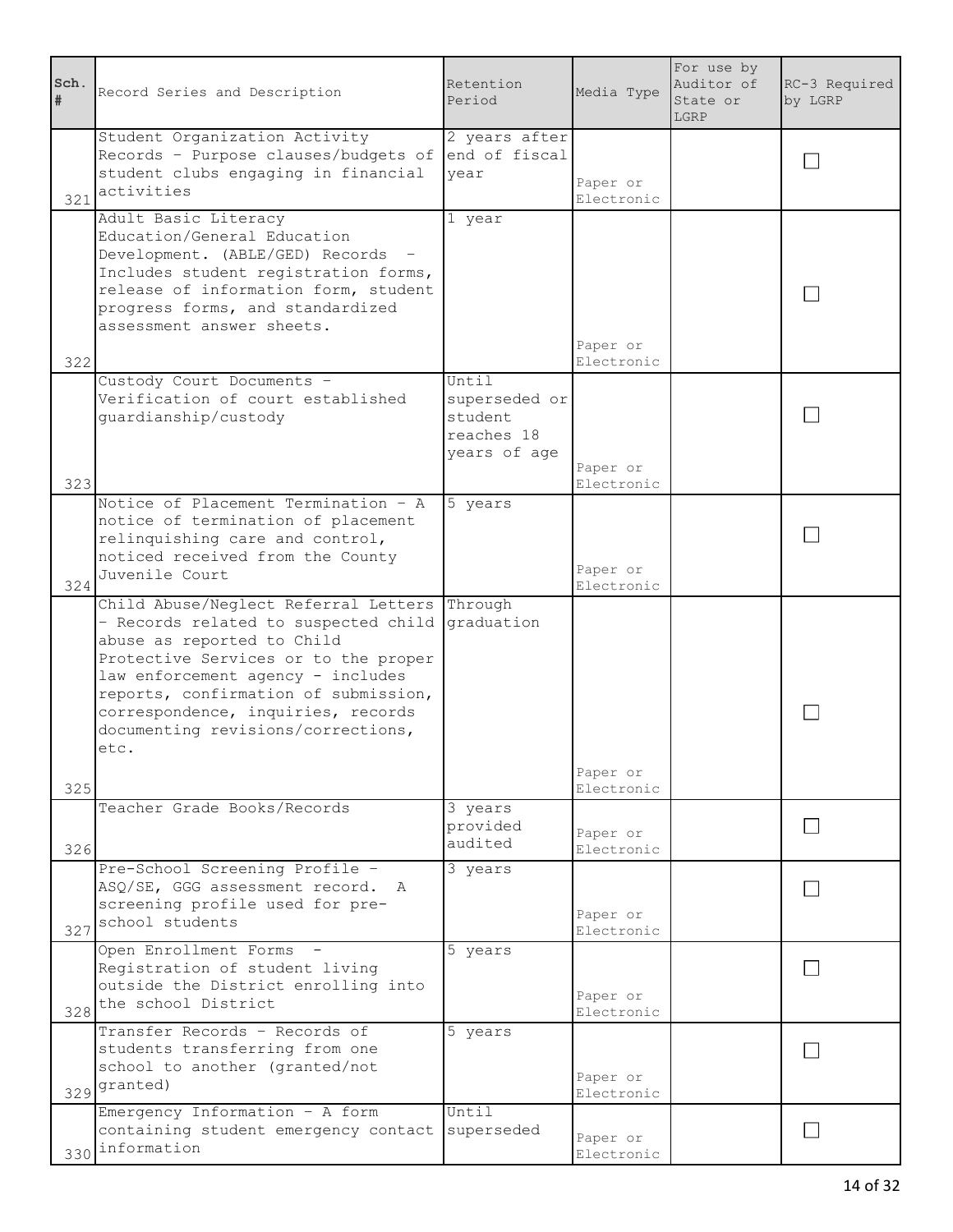| Sch. # | Record Series and Description | Retention Period | Media Type | For use by Auditor of State or LGRP | RC-3 Required by LGRP |
|---|---|---|---|---|---|
| 321 | Student Organization Activity Records - Purpose clauses/budgets of student clubs engaging in financial activities | 2 years after end of fiscal year | Paper or Electronic | | ☐ |
| 322 | Adult Basic Literacy Education/General Education Development. (ABLE/GED) Records - Includes student registration forms, release of information form, student progress forms, and standardized assessment answer sheets. | 1 year | Paper or Electronic | | ☐ |
| 323 | Custody Court Documents - Verification of court established guardianship/custody | Until superseded or student reaches 18 years of age | Paper or Electronic | | ☐ |
| 324 | Notice of Placement Termination - A notice of termination of placement relinquishing care and control, noticed received from the County Juvenile Court | 5 years | Paper or Electronic | | ☐ |
| 325 | Child Abuse/Neglect Referral Letters - Records related to suspected child abuse as reported to Child Protective Services or to the proper law enforcement agency - includes reports, confirmation of submission, correspondence, inquiries, records documenting revisions/corrections, etc. | Through graduation | Paper or Electronic | | ☐ |
| 326 | Teacher Grade Books/Records | 3 years provided audited | Paper or Electronic | | ☐ |
| 327 | Pre-School Screening Profile - ASQ/SE, GGG assessment record. A screening profile used for pre-school students | 3 years | Paper or Electronic | | ☐ |
| 328 | Open Enrollment Forms - Registration of student living outside the District enrolling into the school District | 5 years | Paper or Electronic | | ☐ |
| 329 | Transfer Records - Records of students transferring from one school to another (granted/not granted) | 5 years | Paper or Electronic | | ☐ |
| 330 | Emergency Information - A form containing student emergency contact information | Until superseded | Paper or Electronic | | ☐ |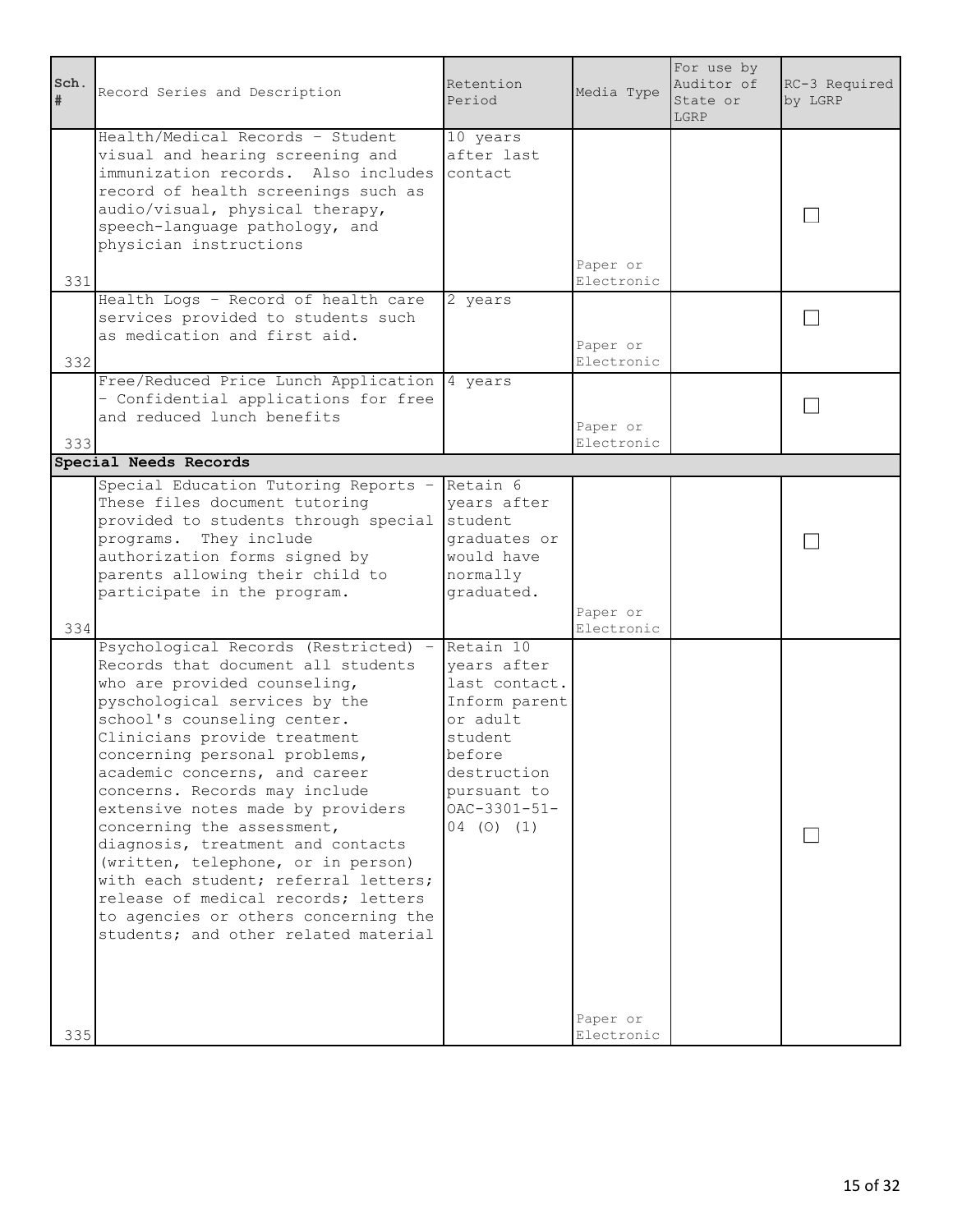| Sch. # | Record Series and Description | Retention Period | Media Type | For use by Auditor of State or LGRP | RC-3 Required by LGRP |
|---|---|---|---|---|---|
| 331 | Health/Medical Records - Student visual and hearing screening and immunization records. Also includes record of health screenings such as audio/visual, physical therapy, speech-language pathology, and physician instructions | 10 years after last contact | Paper or Electronic | | ☐ |
| 332 | Health Logs - Record of health care services provided to students such as medication and first aid. | 2 years | Paper or Electronic | | ☐ |
| 333 | Free/Reduced Price Lunch Application - Confidential applications for free and reduced lunch benefits | 4 years | Paper or Electronic | | ☐ |
| **Special Needs Records** | | | | | |
| 334 | Special Education Tutoring Reports - These files document tutoring provided to students through special programs. They include authorization forms signed by parents allowing their child to participate in the program. | Retain 6 years after student graduates or would have normally graduated. | Paper or Electronic | | ☐ |
| 335 | Psychological Records (Restricted) - Records that document all students who are provided counseling, pyschological services by the school's counseling center. Clinicians provide treatment concerning personal problems, academic concerns, and career concerns. Records may include extensive notes made by providers concerning the assessment, diagnosis, treatment and contacts (written, telephone, or in person) with each student; referral letters; release of medical records; letters to agencies or others concerning the students; and other related material | Retain 10 years after last contact. Inform parent or adult student before destruction pursuant to OAC-3301-51-04 (O) (1) | Paper or Electronic | | ☐ |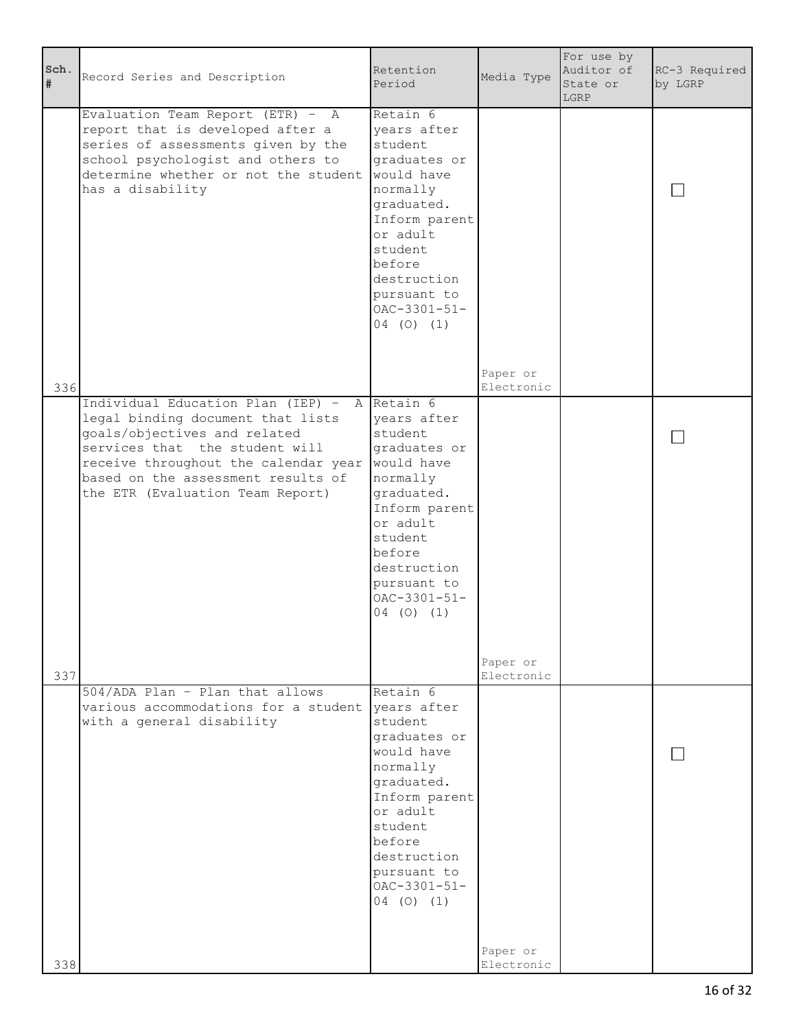| Sch. # | Record Series and Description | Retention Period | Media Type | For use by Auditor of State or LGRP | RC-3 Required by LGRP |
|---|---|---|---|---|---|
| 336 | Evaluation Team Report (ETR) – A report that is developed after a series of assessments given by the school psychologist and others to determine whether or not the student has a disability | Retain 6 years after student graduates or would have normally graduated. Inform parent or adult student before destruction pursuant to OAC-3301-51-04 (O) (1) | Paper or Electronic | | ☐ |
| 337 | Individual Education Plan (IEP) – A legal binding document that lists goals/objectives and related services that the student will receive throughout the calendar year based on the assessment results of the ETR (Evaluation Team Report) | Retain 6 years after student graduates or would have normally graduated. Inform parent or adult student before destruction pursuant to OAC-3301-51-04 (O) (1) | Paper or Electronic | | ☐ |
| 338 | 504/ADA Plan – Plan that allows various accommodations for a student with a general disability | Retain 6 years after student graduates or would have normally graduated. Inform parent or adult student before destruction pursuant to OAC-3301-51-04 (O) (1) | Paper or Electronic | | ☐ |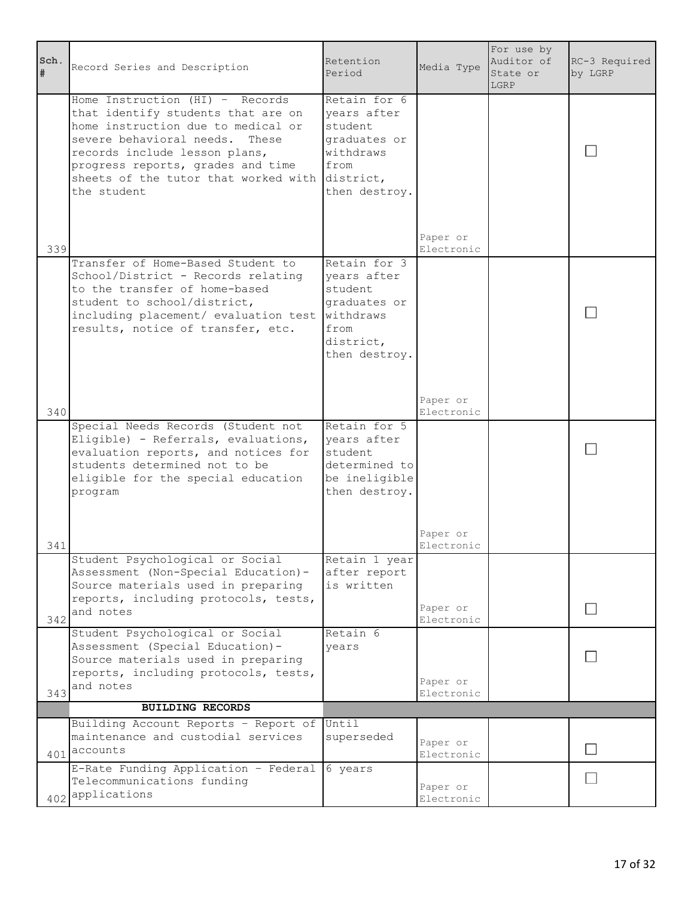| Sch. # | Record Series and Description | Retention Period | Media Type | For use by Auditor of State or LGRP | RC-3 Required by LGRP |
|---|---|---|---|---|---|
| 339 | Home Instruction (HI) - Records that identify students that are on home instruction due to medical or severe behavioral needs. These records include lesson plans, progress reports, grades and time sheets of the tutor that worked with the student | Retain for 6 years after student graduates or withdraws from district, then destroy. | Paper or Electronic | | ☐ |
| 340 | Transfer of Home-Based Student to School/District - Records relating to the transfer of home-based student to school/district, including placement/ evaluation test results, notice of transfer, etc. | Retain for 3 years after student graduates or withdraws from district, then destroy. | Paper or Electronic | | ☐ |
| 341 | Special Needs Records (Student not Eligible) - Referrals, evaluations, evaluation reports, and notices for students determined not to be eligible for the special education program | Retain for 5 years after student determined to be ineligible then destroy. | Paper or Electronic | | ☐ |
| 342 | Student Psychological or Social Assessment (Non-Special Education)- Source materials used in preparing reports, including protocols, tests, and notes | Retain 1 year after report is written | Paper or Electronic | | ☐ |
| 343 | Student Psychological or Social Assessment (Special Education)- Source materials used in preparing reports, including protocols, tests, and notes | Retain 6 years | Paper or Electronic | | ☐ |
| | **BUILDING RECORDS** | | | | |
| 401 | Building Account Reports - Report of maintenance and custodial services accounts | Until superseded | Paper or Electronic | | ☐ |
| 402 | E-Rate Funding Application - Federal Telecommunications funding applications | 6 years | Paper or Electronic | | ☐ |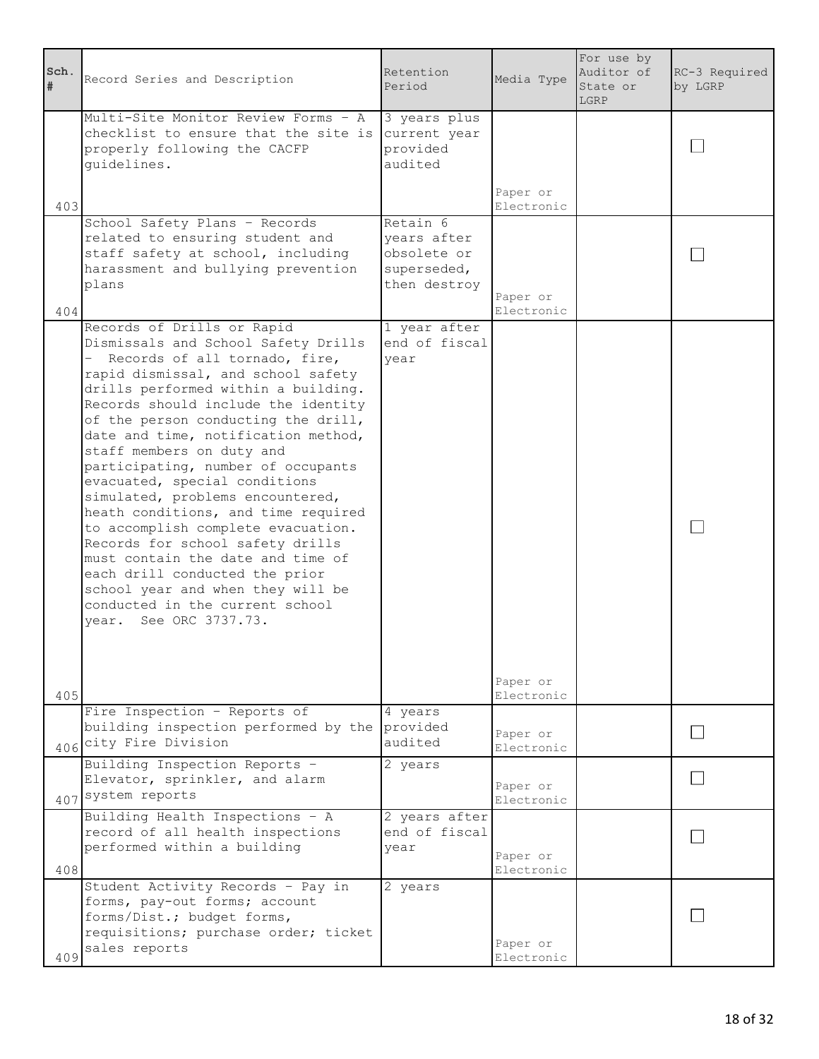| Sch. # | Record Series and Description | Retention Period | Media Type | For use by Auditor of State or LGRP | RC-3 Required by LGRP |
|---|---|---|---|---|---|
| 403 | Multi-Site Monitor Review Forms - A checklist to ensure that the site is properly following the CACFP guidelines. | 3 years plus current year provided audited | Paper or Electronic | | ☐ |
| 404 | School Safety Plans - Records related to ensuring student and staff safety at school, including harassment and bullying prevention plans | Retain 6 years after obsolete or superseded, then destroy | Paper or Electronic | | ☐ |
| 405 | Records of Drills or Rapid Dismissals and School Safety Drills - Records of all tornado, fire, rapid dismissal, and school safety drills performed within a building. Records should include the identity of the person conducting the drill, date and time, notification method, staff members on duty and participating, number of occupants evacuated, special conditions simulated, problems encountered, heath conditions, and time required to accomplish complete evacuation. Records for school safety drills must contain the date and time of each drill conducted the prior school year and when they will be conducted in the current school year. See ORC 3737.73. | 1 year after end of fiscal year | Paper or Electronic | | ☐ |
| 406 | Fire Inspection - Reports of building inspection performed by the city Fire Division | 4 years provided audited | Paper or Electronic | | ☐ |
| 407 | Building Inspection Reports - Elevator, sprinkler, and alarm system reports | 2 years | Paper or Electronic | | ☐ |
| 408 | Building Health Inspections - A record of all health inspections performed within a building | 2 years after end of fiscal year | Paper or Electronic | | ☐ |
| 409 | Student Activity Records - Pay in forms, pay-out forms; account forms/Dist.; budget forms, requisitions; purchase order; ticket sales reports | 2 years | Paper or Electronic | | ☐ |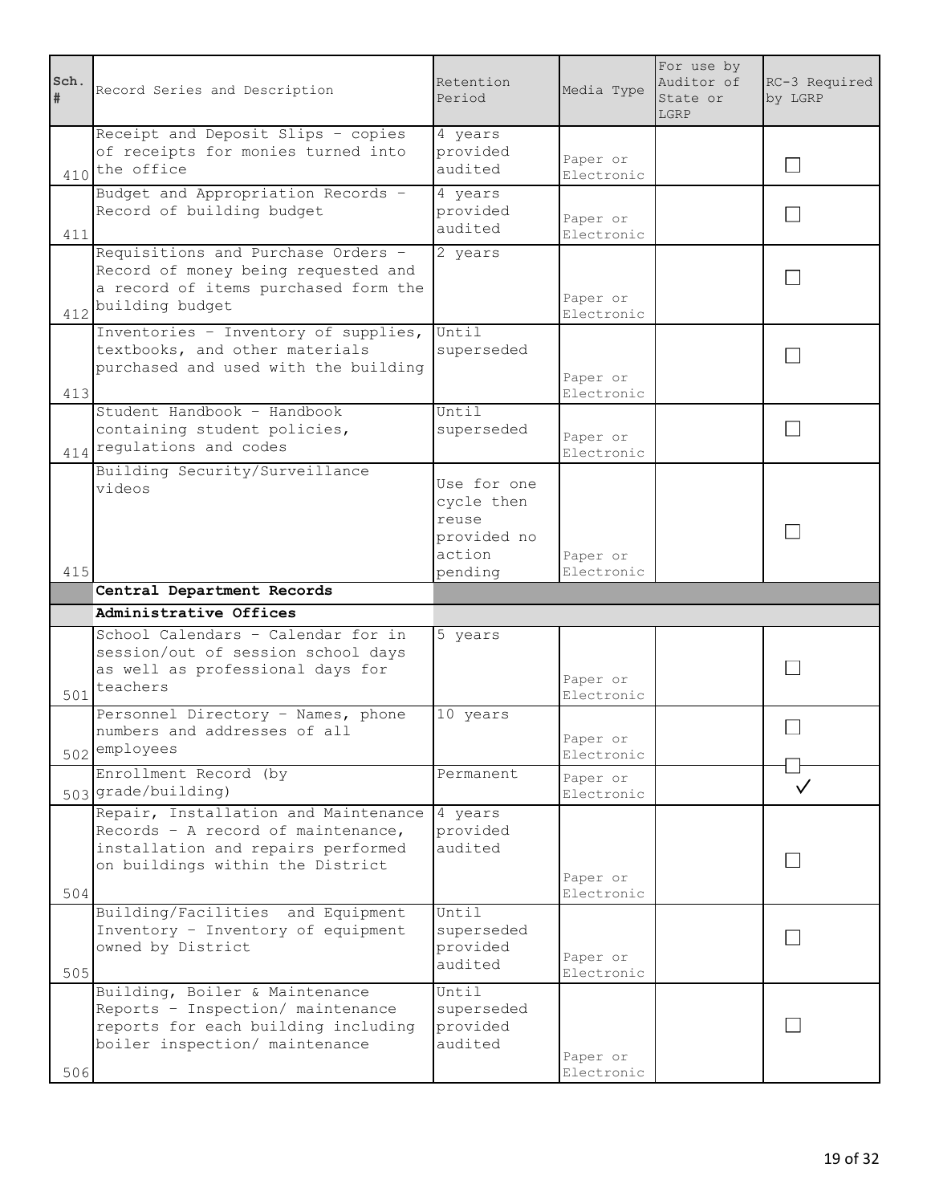| Sch. # | Record Series and Description | Retention Period | Media Type | For use by Auditor of State or LGRP | RC-3 Required by LGRP |
|---|---|---|---|---|---|
| 410 | Receipt and Deposit Slips - copies of receipts for monies turned into the office | 4 years provided audited | Paper or Electronic | | ☐ |
| 411 | Budget and Appropriation Records - Record of building budget | 4 years provided audited | Paper or Electronic | | ☐ |
| 412 | Requisitions and Purchase Orders - Record of money being requested and a record of items purchased form the building budget | 2 years | Paper or Electronic | | ☐ |
| 413 | Inventories - Inventory of supplies, textbooks, and other materials purchased and used with the building | Until superseded | Paper or Electronic | | ☐ |
| 414 | Student Handbook - Handbook containing student policies, regulations and codes | Until superseded | Paper or Electronic | | ☐ |
| 415 | Building Security/Surveillance videos | Use for one cycle then reuse provided no action pending | Paper or Electronic | | ☐ |
| | **Central Department Records** | | | | |
| | **Administrative Offices** | | | | |
| 501 | School Calendars - Calendar for in session/out of session school days as well as professional days for teachers | 5 years | Paper or Electronic | | ☐ |
| 502 | Personnel Directory - Names, phone numbers and addresses of all employees | 10 years | Paper or Electronic | | ☐ |
| 503 | Enrollment Record (by grade/building) | Permanent | Paper or Electronic | | ☑ |
| 504 | Repair, Installation and Maintenance Records - A record of maintenance, installation and repairs performed on buildings within the District | 4 years provided audited | Paper or Electronic | | ☐ |
| 505 | Building/Facilities and Equipment Inventory - Inventory of equipment owned by District | Until superseded provided audited | Paper or Electronic | | ☐ |
| 506 | Building, Boiler & Maintenance Reports - Inspection/ maintenance reports for each building including boiler inspection/ maintenance | Until superseded provided audited | Paper or Electronic | | ☐ |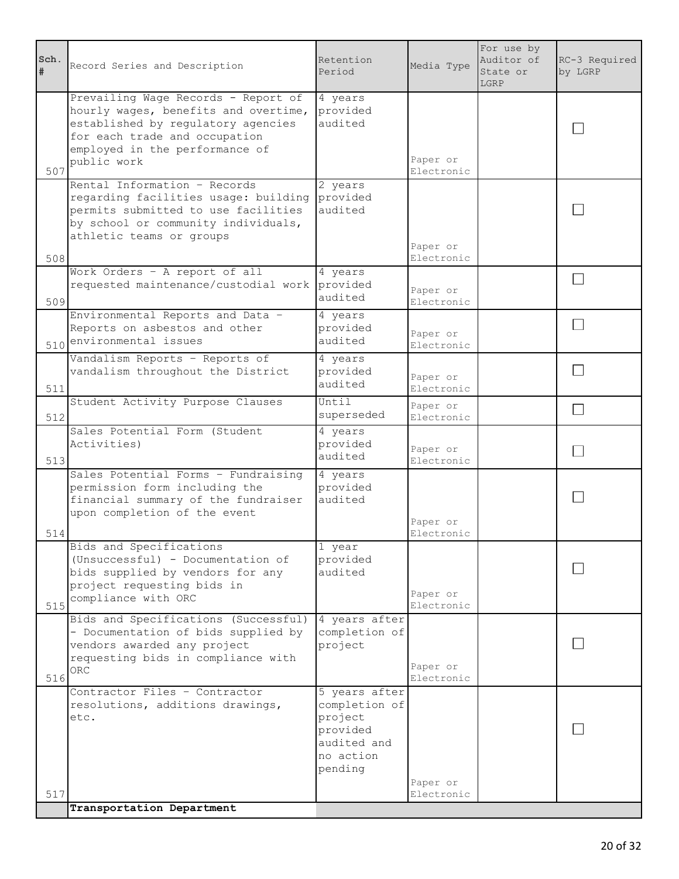| Sch. # | Record Series and Description | Retention Period | Media Type | For use by Auditor of State or LGRP | RC-3 Required by LGRP |
|---|---|---|---|---|---|
| 507 | Prevailing Wage Records - Report of hourly wages, benefits and overtime, established by regulatory agencies for each trade and occupation employed in the performance of public work | 4 years provided audited | Paper or Electronic | | ☐ |
| 508 | Rental Information - Records regarding facilities usage: building permits submitted to use facilities by school or community individuals, athletic teams or groups | 2 years provided audited | Paper or Electronic | | ☐ |
| 509 | Work Orders - A report of all requested maintenance/custodial work | 4 years provided audited | Paper or Electronic | | ☐ |
| 510 | Environmental Reports and Data - Reports on asbestos and other environmental issues | 4 years provided audited | Paper or Electronic | | ☐ |
| 511 | Vandalism Reports - Reports of vandalism throughout the District | 4 years provided audited | Paper or Electronic | | ☐ |
| 512 | Student Activity Purpose Clauses | Until superseded | Paper or Electronic | | ☐ |
| 513 | Sales Potential Form (Student Activities) | 4 years provided audited | Paper or Electronic | | ☐ |
| 514 | Sales Potential Forms - Fundraising permission form including the financial summary of the fundraiser upon completion of the event | 4 years provided audited | Paper or Electronic | | ☐ |
| 515 | Bids and Specifications (Unsuccessful) - Documentation of bids supplied by vendors for any project requesting bids in compliance with ORC | 1 year provided audited | Paper or Electronic | | ☐ |
| 516 | Bids and Specifications (Successful) - Documentation of bids supplied by vendors awarded any project requesting bids in compliance with ORC | 4 years after completion of project | Paper or Electronic | | ☐ |
| 517 | Contractor Files - Contractor resolutions, additions drawings, etc. | 5 years after completion of project provided audited and no action pending | Paper or Electronic | | ☐ |
| | **Transportation Department** | | | | |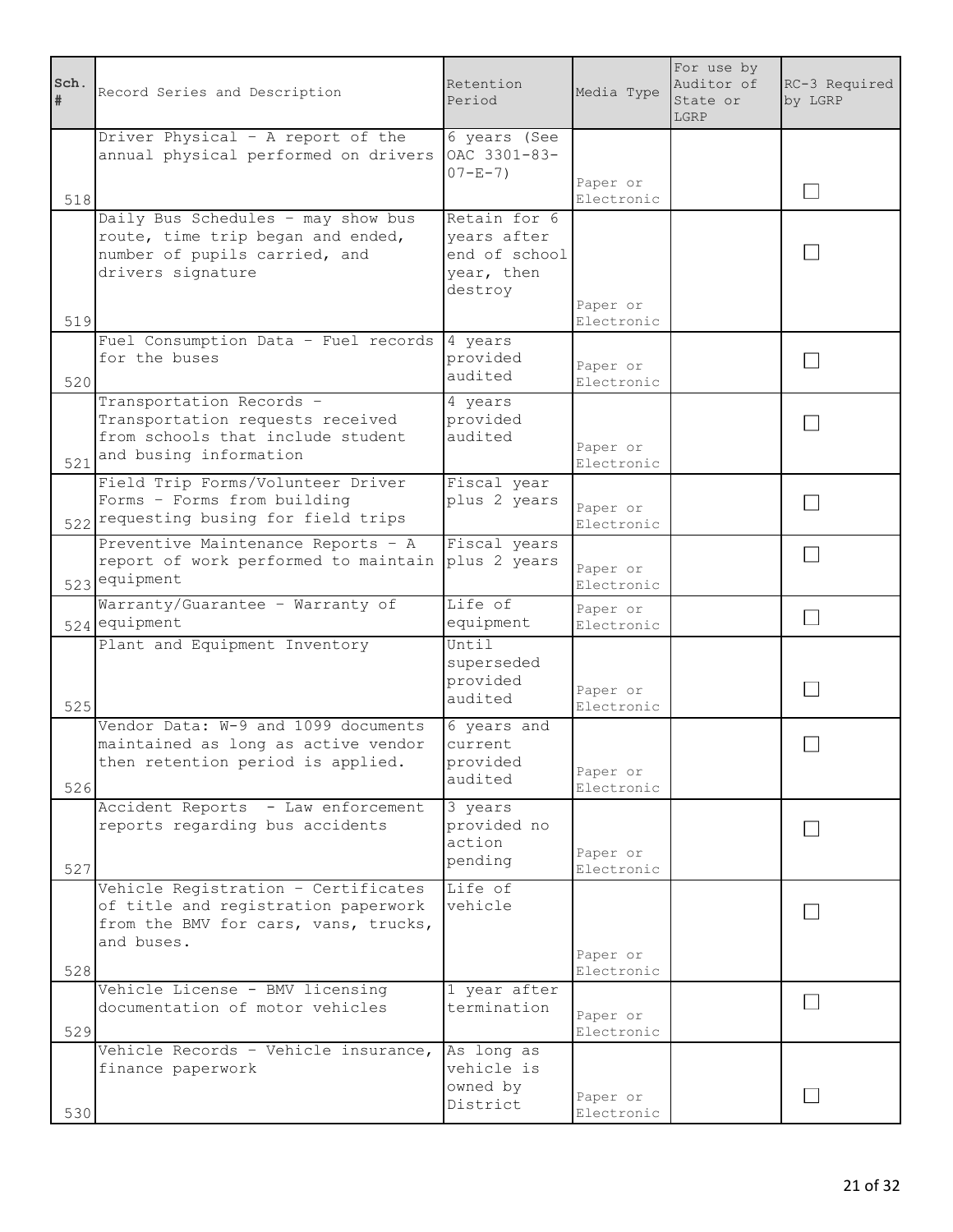| Sch. # | Record Series and Description | Retention Period | Media Type | For use by Auditor of State or LGRP | RC-3 Required by LGRP |
|---|---|---|---|---|---|
| 518 | Driver Physical - A report of the annual physical performed on drivers | 6 years (See OAC 3301-83-07-E-7) | Paper or Electronic | | ☐ |
| 519 | Daily Bus Schedules - may show bus route, time trip began and ended, number of pupils carried, and drivers signature | Retain for 6 years after end of school year, then destroy | Paper or Electronic | | ☐ |
| 520 | Fuel Consumption Data - Fuel records for the buses | 4 years provided audited | Paper or Electronic | | ☐ |
| 521 | Transportation Records - Transportation requests received from schools that include student and busing information | 4 years provided audited | Paper or Electronic | | ☐ |
| 522 | Field Trip Forms/Volunteer Driver Forms - Forms from building requesting busing for field trips | Fiscal year plus 2 years | Paper or Electronic | | ☐ |
| 523 | Preventive Maintenance Reports - A report of work performed to maintain equipment | Fiscal years plus 2 years | Paper or Electronic | | ☐ |
| 524 | Warranty/Guarantee - Warranty of equipment | Life of equipment | Paper or Electronic | | ☐ |
| 525 | Plant and Equipment Inventory | Until superseded provided audited | Paper or Electronic | | ☐ |
| 526 | Vendor Data: W-9 and 1099 documents maintained as long as active vendor then retention period is applied. | 6 years and current provided audited | Paper or Electronic | | ☐ |
| 527 | Accident Reports - Law enforcement reports regarding bus accidents | 3 years provided no action pending | Paper or Electronic | | ☐ |
| 528 | Vehicle Registration - Certificates of title and registration paperwork from the BMV for cars, vans, trucks, and buses. | Life of vehicle | Paper or Electronic | | ☐ |
| 529 | Vehicle License - BMV licensing documentation of motor vehicles | 1 year after termination | Paper or Electronic | | ☐ |
| 530 | Vehicle Records - Vehicle insurance, finance paperwork | As long as vehicle is owned by District | Paper or Electronic | | ☐ |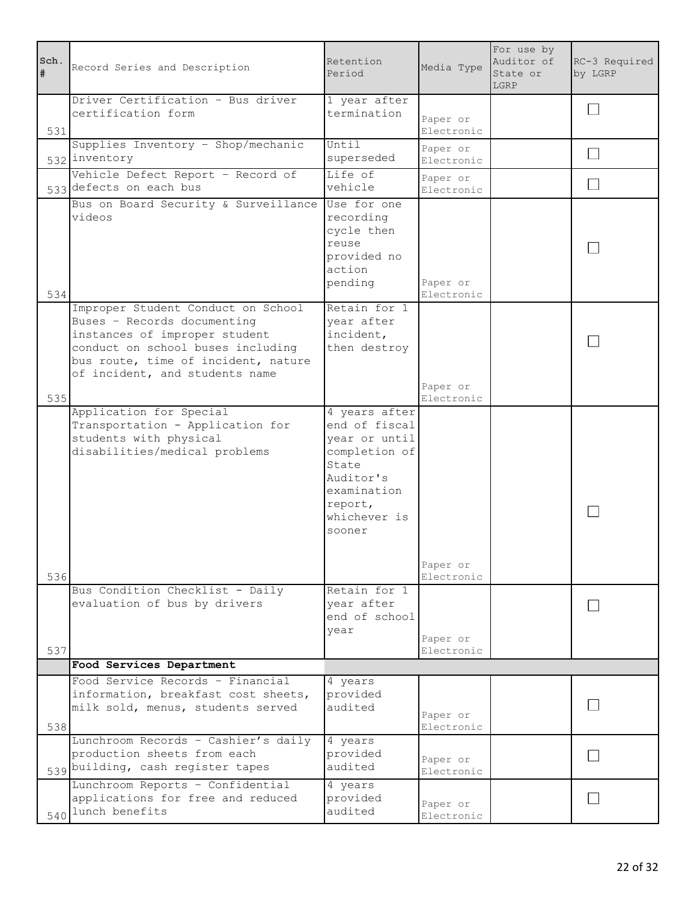| Sch. # | Record Series and Description | Retention Period | Media Type | For use by Auditor of State or LGRP | RC-3 Required by LGRP |
|---|---|---|---|---|---|
| 531 | Driver Certification - Bus driver certification form | 1 year after termination | Paper or Electronic | | ☐ |
| 532 | Supplies Inventory - Shop/mechanic inventory | Until superseded | Paper or Electronic | | ☐ |
| 533 | Vehicle Defect Report - Record of defects on each bus | Life of vehicle | Paper or Electronic | | ☐ |
| 534 | Bus on Board Security & Surveillance videos | Use for one recording cycle then reuse provided no action pending | Paper or Electronic | | ☐ |
| 535 | Improper Student Conduct on School Buses - Records documenting instances of improper student conduct on school buses including bus route, time of incident, nature of incident, and students name | Retain for 1 year after incident, then destroy | Paper or Electronic | | ☐ |
| 536 | Application for Special Transportation - Application for students with physical disabilities/medical problems | 4 years after end of fiscal year or until completion of State Auditor's examination report, whichever is sooner | Paper or Electronic | | ☐ |
| 537 | Bus Condition Checklist - Daily evaluation of bus by drivers | Retain for 1 year after end of school year | Paper or Electronic | | ☐ |
| | **Food Services Department** | | | | |
| 538 | Food Service Records - Financial information, breakfast cost sheets, milk sold, menus, students served | 4 years provided audited | Paper or Electronic | | ☐ |
| 539 | Lunchroom Records - Cashier's daily production sheets from each building, cash register tapes | 4 years provided audited | Paper or Electronic | | ☐ |
| 540 | Lunchroom Reports - Confidential applications for free and reduced lunch benefits | 4 years provided audited | Paper or Electronic | | ☐ |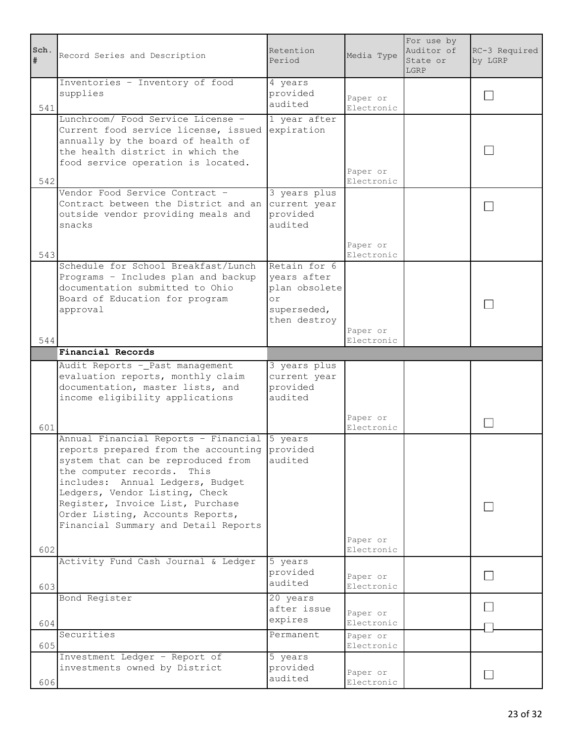| Sch. # | Record Series and Description | Retention Period | Media Type | For use by Auditor of State or LGRP | RC-3 Required by LGRP |
| --- | --- | --- | --- | --- | --- |
| 541 | Inventories - Inventory of food supplies | 4 years provided audited | Paper or Electronic | | ☐ |
| 542 | Lunchroom/ Food Service License - Current food service license, issued annually by the board of health of the health district in which the food service operation is located. | 1 year after expiration | Paper or Electronic | | ☐ |
| 543 | Vendor Food Service Contract - Contract between the District and an outside vendor providing meals and snacks | 3 years plus current year provided audited | Paper or Electronic | | ☐ |
| 544 | Schedule for School Breakfast/Lunch Programs - Includes plan and backup documentation submitted to Ohio Board of Education for program approval | Retain for 6 years after plan obsolete or superseded, then destroy | Paper or Electronic | | ☐ |
| | **Financial Records** | | | | |
| 601 | Audit Reports -_Past management evaluation reports, monthly claim documentation, master lists, and income eligibility applications | 3 years plus current year provided audited | Paper or Electronic | | ☐ |
| 602 | Annual Financial Reports - Financial reports prepared from the accounting system that can be reproduced from the computer records. This includes: Annual Ledgers, Budget Ledgers, Vendor Listing, Check Register, Invoice List, Purchase Order Listing, Accounts Reports, Financial Summary and Detail Reports | 5 years provided audited | Paper or Electronic | | ☐ |
| 603 | Activity Fund Cash Journal & Ledger | 5 years provided audited | Paper or Electronic | | ☐ |
| 604 | Bond Register | 20 years after issue expires | Paper or Electronic | | ☐ |
| 605 | Securities | Permanent | Paper or Electronic | | ☐ |
| 606 | Investment Ledger - Report of investments owned by District | 5 years provided audited | Paper or Electronic | | ☐ |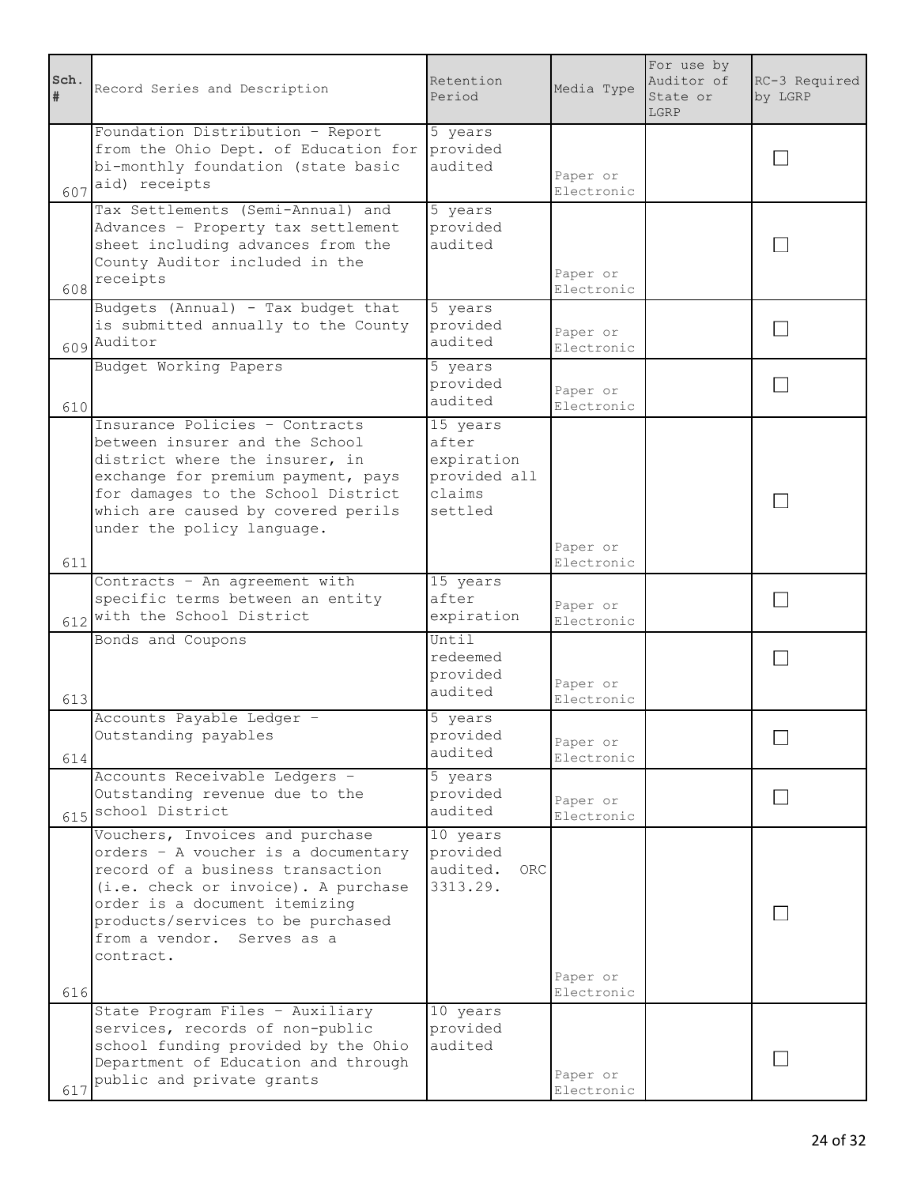| Sch. # | Record Series and Description | Retention Period | Media Type | For use by Auditor of State or LGRP | RC-3 Required by LGRP |
|---|---|---|---|---|---|
| 607 | Foundation Distribution - Report from the Ohio Dept. of Education for bi-monthly foundation (state basic aid) receipts | 5 years provided audited | Paper or Electronic | | ☐ |
| 608 | Tax Settlements (Semi-Annual) and Advances - Property tax settlement sheet including advances from the County Auditor included in the receipts | 5 years provided audited | Paper or Electronic | | ☐ |
| 609 | Budgets (Annual) - Tax budget that is submitted annually to the County Auditor | 5 years provided audited | Paper or Electronic | | ☐ |
| 610 | Budget Working Papers | 5 years provided audited | Paper or Electronic | | ☐ |
| 611 | Insurance Policies - Contracts between insurer and the School district where the insurer, in exchange for premium payment, pays for damages to the School District which are caused by covered perils under the policy language. | 15 years after expiration provided all claims settled | Paper or Electronic | | ☐ |
| 612 | Contracts - An agreement with specific terms between an entity with the School District | 15 years after expiration | Paper or Electronic | | ☐ |
| 613 | Bonds and Coupons | Until redeemed provided audited | Paper or Electronic | | ☐ |
| 614 | Accounts Payable Ledger - Outstanding payables | 5 years provided audited | Paper or Electronic | | ☐ |
| 615 | Accounts Receivable Ledgers - Outstanding revenue due to the school District | 5 years provided audited | Paper or Electronic | | ☐ |
| 616 | Vouchers, Invoices and purchase orders - A voucher is a documentary record of a business transaction (i.e. check or invoice). A purchase order is a document itemizing products/services to be purchased from a vendor. Serves as a contract. | 10 years provided audited. ORC 3313.29. | Paper or Electronic | | ☐ |
| 617 | State Program Files - Auxiliary services, records of non-public school funding provided by the Ohio Department of Education and through public and private grants | 10 years provided audited | Paper or Electronic | | ☐ |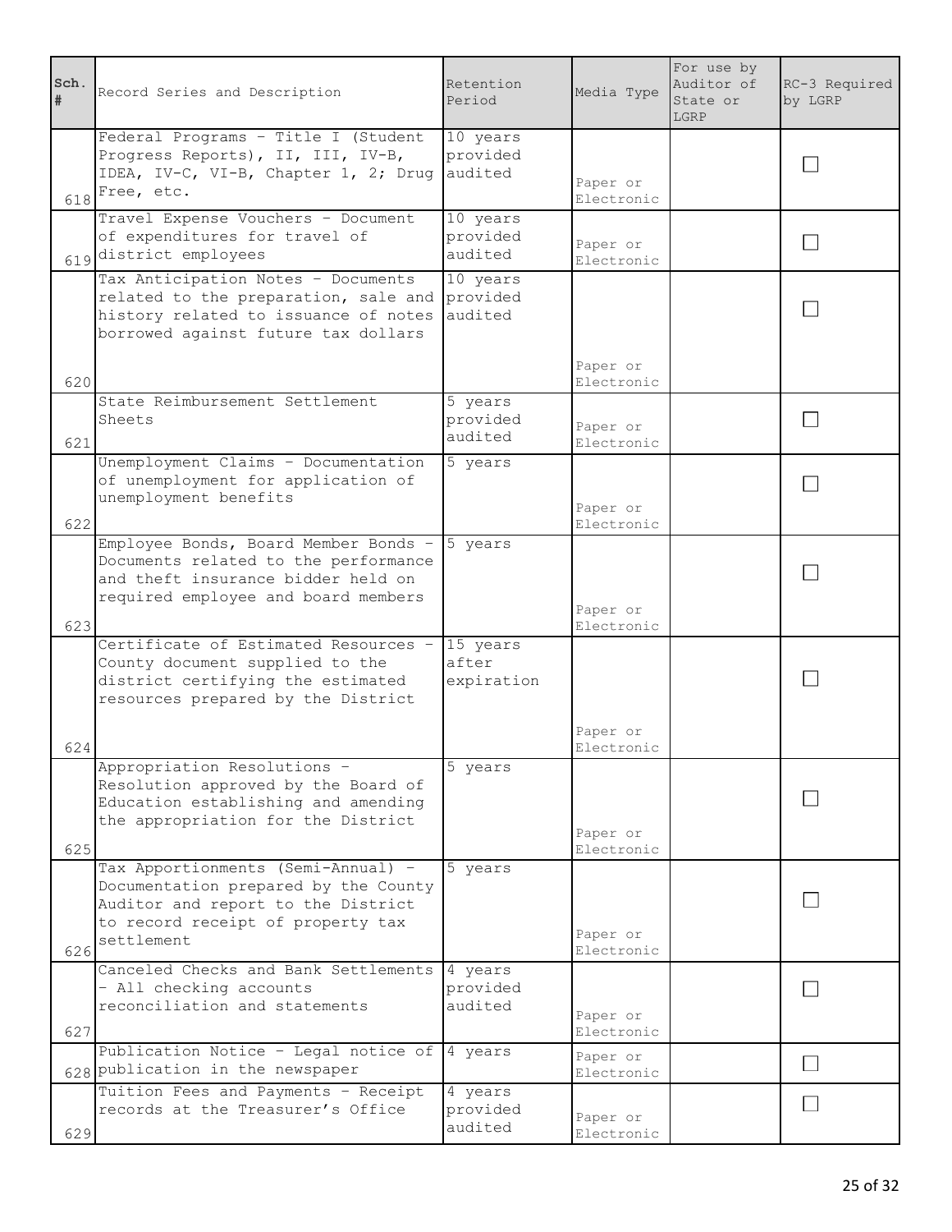| Sch. # | Record Series and Description | Retention Period | Media Type | For use by Auditor of State or LGRP | RC-3 Required by LGRP |
|---|---|---|---|---|---|
| 618 | Federal Programs - Title I (Student Progress Reports), II, III, IV-B, IDEA, IV-C, VI-B, Chapter 1, 2; Drug Free, etc. | 10 years provided audited | Paper or Electronic | | ☐ |
| 619 | Travel Expense Vouchers - Document of expenditures for travel of district employees | 10 years provided audited | Paper or Electronic | | ☐ |
| 620 | Tax Anticipation Notes - Documents related to the preparation, sale and history related to issuance of notes borrowed against future tax dollars | 10 years provided audited | Paper or Electronic | | ☐ |
| 621 | State Reimbursement Settlement Sheets | 5 years provided audited | Paper or Electronic | | ☐ |
| 622 | Unemployment Claims - Documentation of unemployment for application of unemployment benefits | 5 years | Paper or Electronic | | ☐ |
| 623 | Employee Bonds, Board Member Bonds - Documents related to the performance and theft insurance bidder held on required employee and board members | 5 years | Paper or Electronic | | ☐ |
| 624 | Certificate of Estimated Resources - County document supplied to the district certifying the estimated resources prepared by the District | 15 years after expiration | Paper or Electronic | | ☐ |
| 625 | Appropriation Resolutions - Resolution approved by the Board of Education establishing and amending the appropriation for the District | 5 years | Paper or Electronic | | ☐ |
| 626 | Tax Apportionments (Semi-Annual) - Documentation prepared by the County Auditor and report to the District to record receipt of property tax settlement | 5 years | Paper or Electronic | | ☐ |
| 627 | Canceled Checks and Bank Settlements - All checking accounts reconciliation and statements | 4 years provided audited | Paper or Electronic | | ☐ |
| 628 | Publication Notice - Legal notice of publication in the newspaper | 4 years | Paper or Electronic | | ☐ |
| 629 | Tuition Fees and Payments - Receipt records at the Treasurer's Office | 4 years provided audited | Paper or Electronic | | ☐ |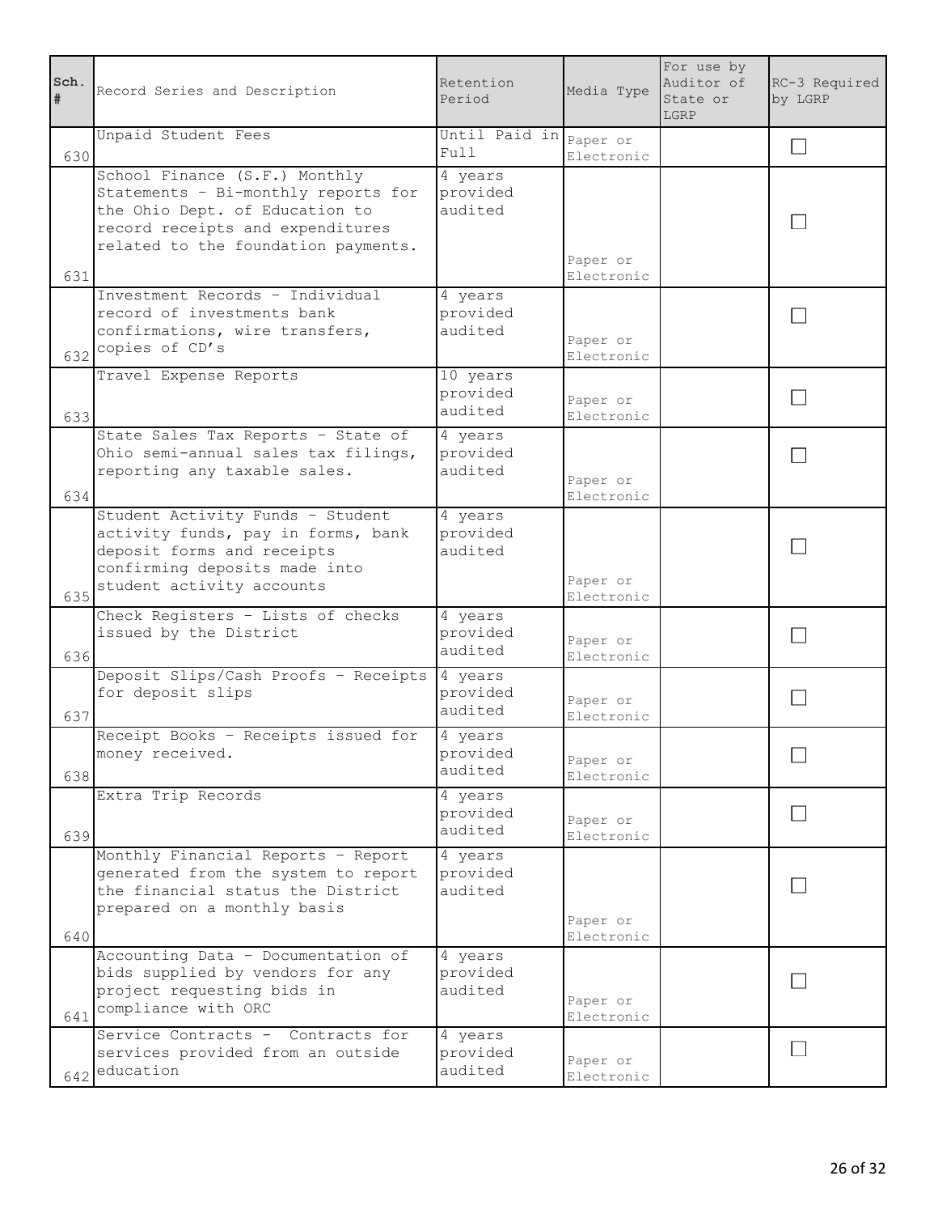| Sch. # | Record Series and Description | Retention Period | Media Type | For use by Auditor of State or LGRP | RC-3 Required by LGRP |
|---|---|---|---|---|---|
| 630 | Unpaid Student Fees | Until Paid in Full | Paper or Electronic | | ☐ |
| 631 | School Finance (S.F.) Monthly Statements - Bi-monthly reports for the Ohio Dept. of Education to record receipts and expenditures related to the foundation payments. | 4 years provided audited | Paper or Electronic | | ☐ |
| 632 | Investment Records - Individual record of investments bank confirmations, wire transfers, copies of CD's | 4 years provided audited | Paper or Electronic | | ☐ |
| 633 | Travel Expense Reports | 10 years provided audited | Paper or Electronic | | ☐ |
| 634 | State Sales Tax Reports - State of Ohio semi-annual sales tax filings, reporting any taxable sales. | 4 years provided audited | Paper or Electronic | | ☐ |
| 635 | Student Activity Funds - Student activity funds, pay in forms, bank deposit forms and receipts confirming deposits made into student activity accounts | 4 years provided audited | Paper or Electronic | | ☐ |
| 636 | Check Registers - Lists of checks issued by the District | 4 years provided audited | Paper or Electronic | | ☐ |
| 637 | Deposit Slips/Cash Proofs - Receipts for deposit slips | 4 years provided audited | Paper or Electronic | | ☐ |
| 638 | Receipt Books - Receipts issued for money received. | 4 years provided audited | Paper or Electronic | | ☐ |
| 639 | Extra Trip Records | 4 years provided audited | Paper or Electronic | | ☐ |
| 640 | Monthly Financial Reports - Report generated from the system to report the financial status the District prepared on a monthly basis | 4 years provided audited | Paper or Electronic | | ☐ |
| 641 | Accounting Data - Documentation of bids supplied by vendors for any project requesting bids in compliance with ORC | 4 years provided audited | Paper or Electronic | | ☐ |
| 642 | Service Contracts - Contracts for services provided from an outside education | 4 years provided audited | Paper or Electronic | | ☐ |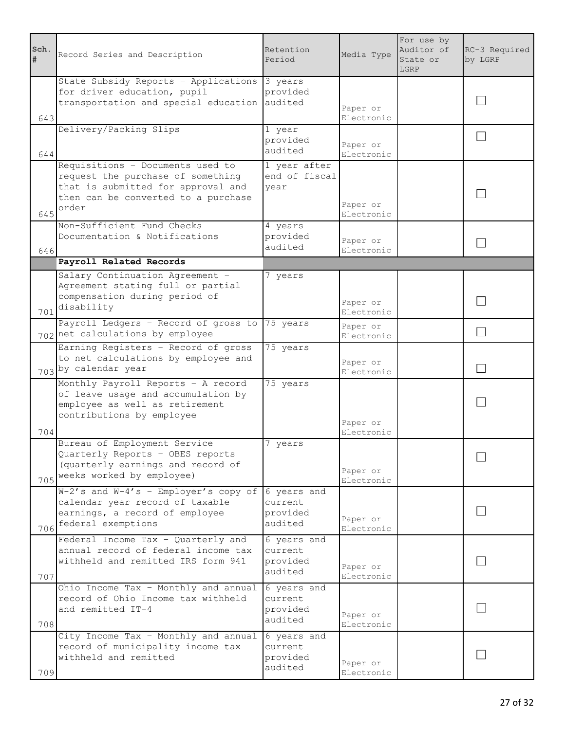| Sch. # | Record Series and Description | Retention Period | Media Type | For use by Auditor of State or LGRP | RC-3 Required by LGRP |
|---|---|---|---|---|---|
| 643 | State Subsidy Reports - Applications for driver education, pupil transportation and special education | 3 years provided audited | Paper or Electronic | | ☐ |
| 644 | Delivery/Packing Slips | 1 year provided audited | Paper or Electronic | | ☐ |
| 645 | Requisitions - Documents used to request the purchase of something that is submitted for approval and then can be converted to a purchase order | 1 year after end of fiscal year | Paper or Electronic | | ☐ |
| 646 | Non-Sufficient Fund Checks Documentation & Notifications | 4 years provided audited | Paper or Electronic | | ☐ |
| | **Payroll Related Records** | | | | |
| 701 | Salary Continuation Agreement - Agreement stating full or partial compensation during period of disability | 7 years | Paper or Electronic | | ☐ |
| 702 | Payroll Ledgers - Record of gross to net calculations by employee | 75 years | Paper or Electronic | | ☐ |
| 703 | Earning Registers - Record of gross to net calculations by employee and by calendar year | 75 years | Paper or Electronic | | ☐ |
| 704 | Monthly Payroll Reports - A record of leave usage and accumulation by employee as well as retirement contributions by employee | 75 years | Paper or Electronic | | ☐ |
| 705 | Bureau of Employment Service Quarterly Reports - OBES reports (quarterly earnings and record of weeks worked by employee) | 7 years | Paper or Electronic | | ☐ |
| 706 | W-2's and W-4's - Employer's copy of calendar year record of taxable earnings, a record of employee federal exemptions | 6 years and current provided audited | Paper or Electronic | | ☐ |
| 707 | Federal Income Tax - Quarterly and annual record of federal income tax withheld and remitted IRS form 941 | 6 years and current provided audited | Paper or Electronic | | ☐ |
| 708 | Ohio Income Tax - Monthly and annual record of Ohio Income tax withheld and remitted IT-4 | 6 years and current provided audited | Paper or Electronic | | ☐ |
| 709 | City Income Tax - Monthly and annual record of municipality income tax withheld and remitted | 6 years and current provided audited | Paper or Electronic | | ☐ |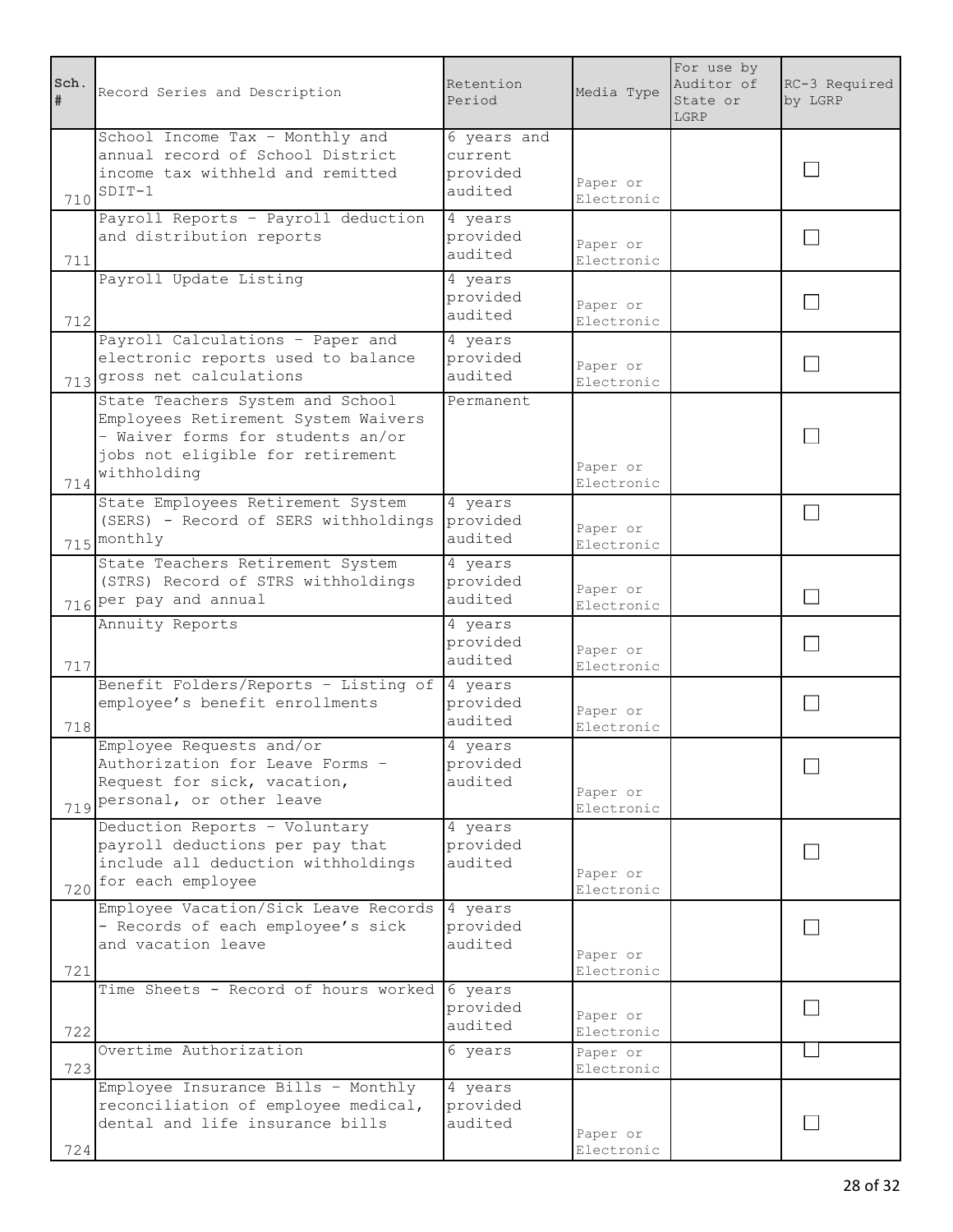| Sch. # | Record Series and Description | Retention Period | Media Type | For use by Auditor of State or LGRP | RC-3 Required by LGRP |
|---|---|---|---|---|---|
| 710 | School Income Tax - Monthly and annual record of School District income tax withheld and remitted SDIT-1 | 6 years and current provided audited | Paper or Electronic | | ☐ |
| 711 | Payroll Reports - Payroll deduction and distribution reports | 4 years provided audited | Paper or Electronic | | ☐ |
| 712 | Payroll Update Listing | 4 years provided audited | Paper or Electronic | | ☐ |
| 713 | Payroll Calculations - Paper and electronic reports used to balance gross net calculations | 4 years provided audited | Paper or Electronic | | ☐ |
| 714 | State Teachers System and School Employees Retirement System Waivers - Waiver forms for students an/or jobs not eligible for retirement withholding | Permanent | Paper or Electronic | | ☐ |
| 715 | State Employees Retirement System (SERS) - Record of SERS withholdings monthly | 4 years provided audited | Paper or Electronic | | ☐ |
| 716 | State Teachers Retirement System (STRS) Record of STRS withholdings per pay and annual | 4 years provided audited | Paper or Electronic | | ☐ |
| 717 | Annuity Reports | 4 years provided audited | Paper or Electronic | | ☐ |
| 718 | Benefit Folders/Reports - Listing of employee's benefit enrollments | 4 years provided audited | Paper or Electronic | | ☐ |
| 719 | Employee Requests and/or Authorization for Leave Forms - Request for sick, vacation, personal, or other leave | 4 years provided audited | Paper or Electronic | | ☐ |
| 720 | Deduction Reports - Voluntary payroll deductions per pay that include all deduction withholdings for each employee | 4 years provided audited | Paper or Electronic | | ☐ |
| 721 | Employee Vacation/Sick Leave Records - Records of each employee's sick and vacation leave | 4 years provided audited | Paper or Electronic | | ☐ |
| 722 | Time Sheets - Record of hours worked | 6 years provided audited | Paper or Electronic | | ☐ |
| 723 | Overtime Authorization | 6 years | Paper or Electronic | | ☐ |
| 724 | Employee Insurance Bills - Monthly reconciliation of employee medical, dental and life insurance bills | 4 years provided audited | Paper or Electronic | | ☐ |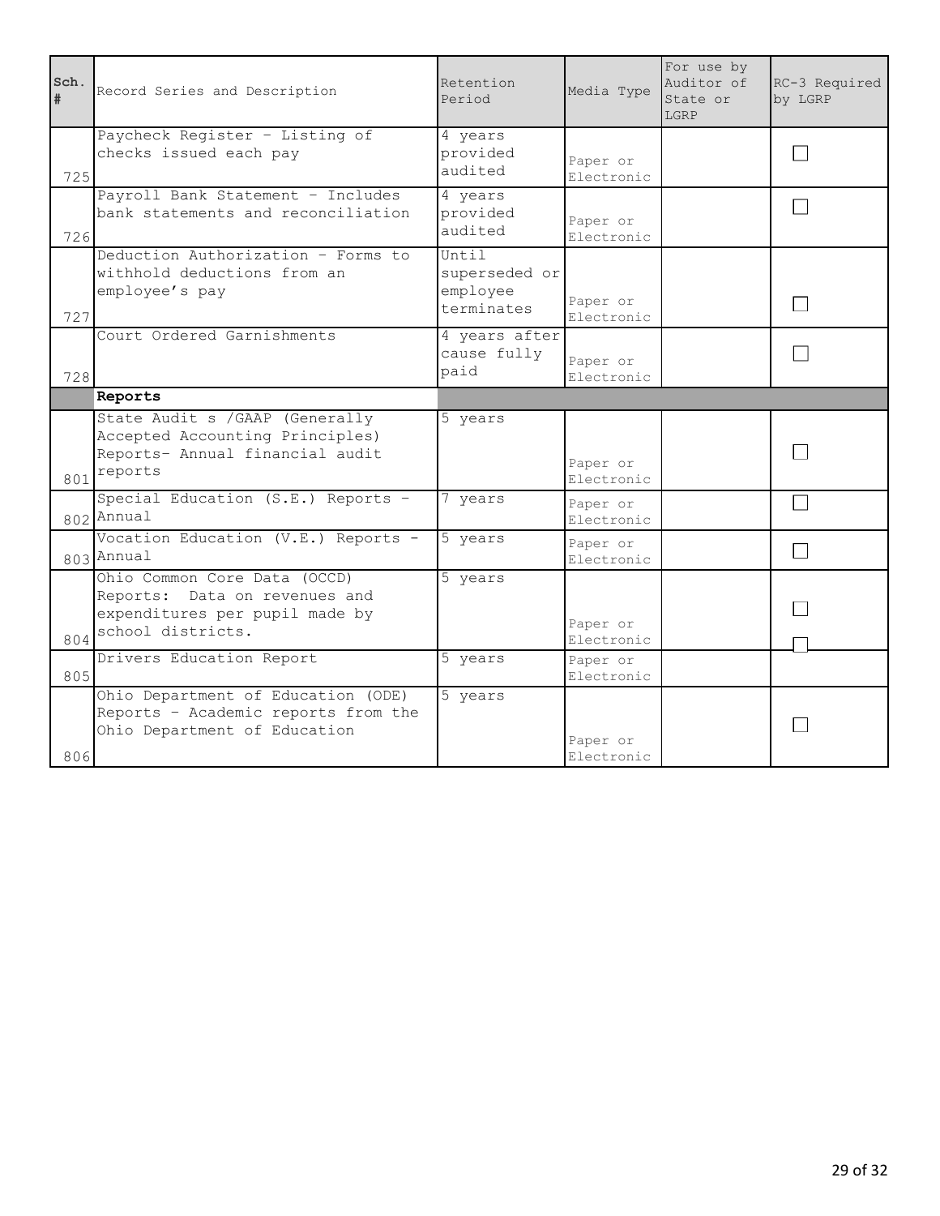| Sch. # | Record Series and Description | Retention Period | Media Type | For use by Auditor of State or LGRP | RC-3 Required by LGRP |
|---|---|---|---|---|---|
| 725 | Paycheck Register – Listing of checks issued each pay | 4 years provided audited | Paper or Electronic | | ☐ |
| 726 | Payroll Bank Statement – Includes bank statements and reconciliation | 4 years provided audited | Paper or Electronic | | ☐ |
| 727 | Deduction Authorization – Forms to withhold deductions from an employee's pay | Until superseded or employee terminates | Paper or Electronic | | ☐ |
| 728 | Court Ordered Garnishments | 4 years after cause fully paid | Paper or Electronic | | ☐ |
| | **Reports** | | | | |
| 801 | State Audit s /GAAP (Generally Accepted Accounting Principles) Reports- Annual financial audit reports | 5 years | Paper or Electronic | | ☐ |
| 802 | Special Education (S.E.) Reports – Annual | 7 years | Paper or Electronic | | ☐ |
| 803 | Vocation Education (V.E.) Reports – Annual | 5 years | Paper or Electronic | | ☐ |
| 804 | Ohio Common Core Data (OCCD) Reports: Data on revenues and expenditures per pupil made by school districts. | 5 years | Paper or Electronic | | ☐ |
| 805 | Drivers Education Report | 5 years | Paper or Electronic | | ☐ |
| 806 | Ohio Department of Education (ODE) Reports – Academic reports from the Ohio Department of Education | 5 years | Paper or Electronic | | ☐ |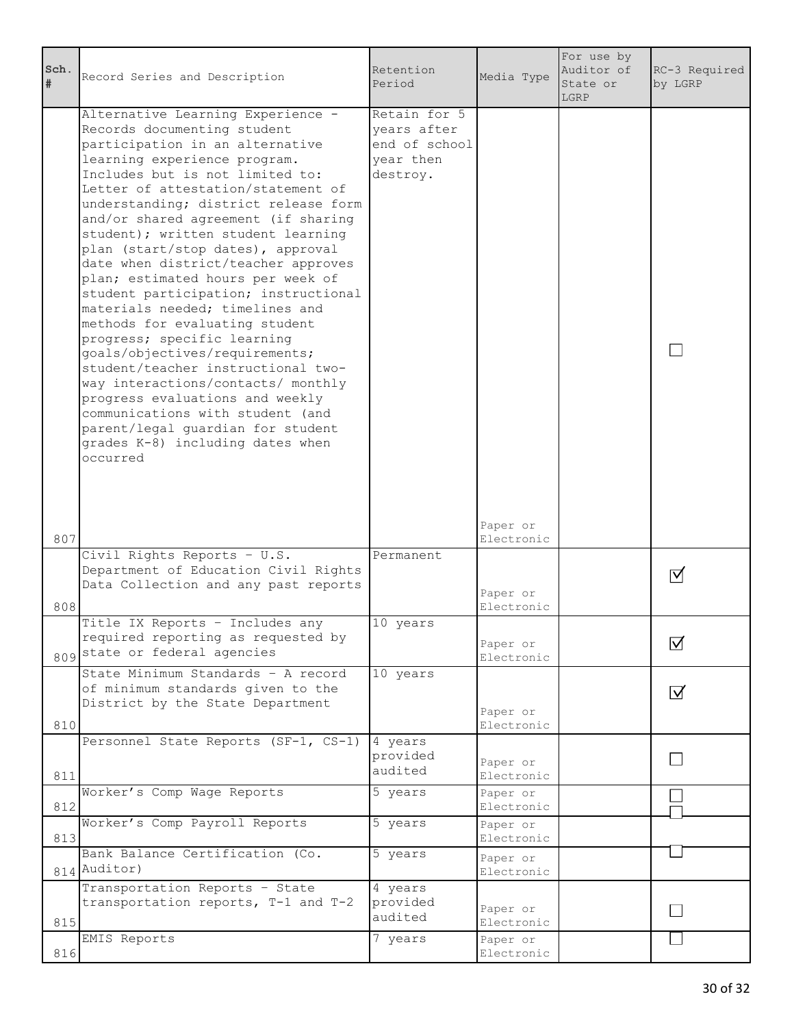| Sch. # | Record Series and Description | Retention Period | Media Type | For use by Auditor of State or LGRP | RC-3 Required by LGRP |
|---|---|---|---|---|---|
| 807 | Alternative Learning Experience - Records documenting student participation in an alternative learning experience program. Includes but is not limited to: Letter of attestation/statement of understanding; district release form and/or shared agreement (if sharing student); written student learning plan (start/stop dates), approval date when district/teacher approves plan; estimated hours per week of student participation; instructional materials needed; timelines and methods for evaluating student progress; specific learning goals/objectives/requirements; student/teacher instructional two-way interactions/contacts/ monthly progress evaluations and weekly communications with student (and parent/legal guardian for student grades K-8) including dates when occurred | Retain for 5 years after end of school year then destroy. | Paper or Electronic | | ☐ |
| 808 | Civil Rights Reports - U.S. Department of Education Civil Rights Data Collection and any past reports | Permanent | Paper or Electronic | | ☑ |
| 809 | Title IX Reports - Includes any required reporting as requested by state or federal agencies | 10 years | Paper or Electronic | | ☑ |
| 810 | State Minimum Standards - A record of minimum standards given to the District by the State Department | 10 years | Paper or Electronic | | ☑ |
| 811 | Personnel State Reports (SF-1, CS-1) | 4 years provided audited | Paper or Electronic | | ☐ |
| 812 | Worker's Comp Wage Reports | 5 years | Paper or Electronic | | ☐ |
| 813 | Worker's Comp Payroll Reports | 5 years | Paper or Electronic | | ☐ |
| 814 | Bank Balance Certification (Co. Auditor) | 5 years | Paper or Electronic | | ☐ |
| 815 | Transportation Reports - State transportation reports, T-1 and T-2 | 4 years provided audited | Paper or Electronic | | ☐ |
| 816 | EMIS Reports | 7 years | Paper or Electronic | | ☐ |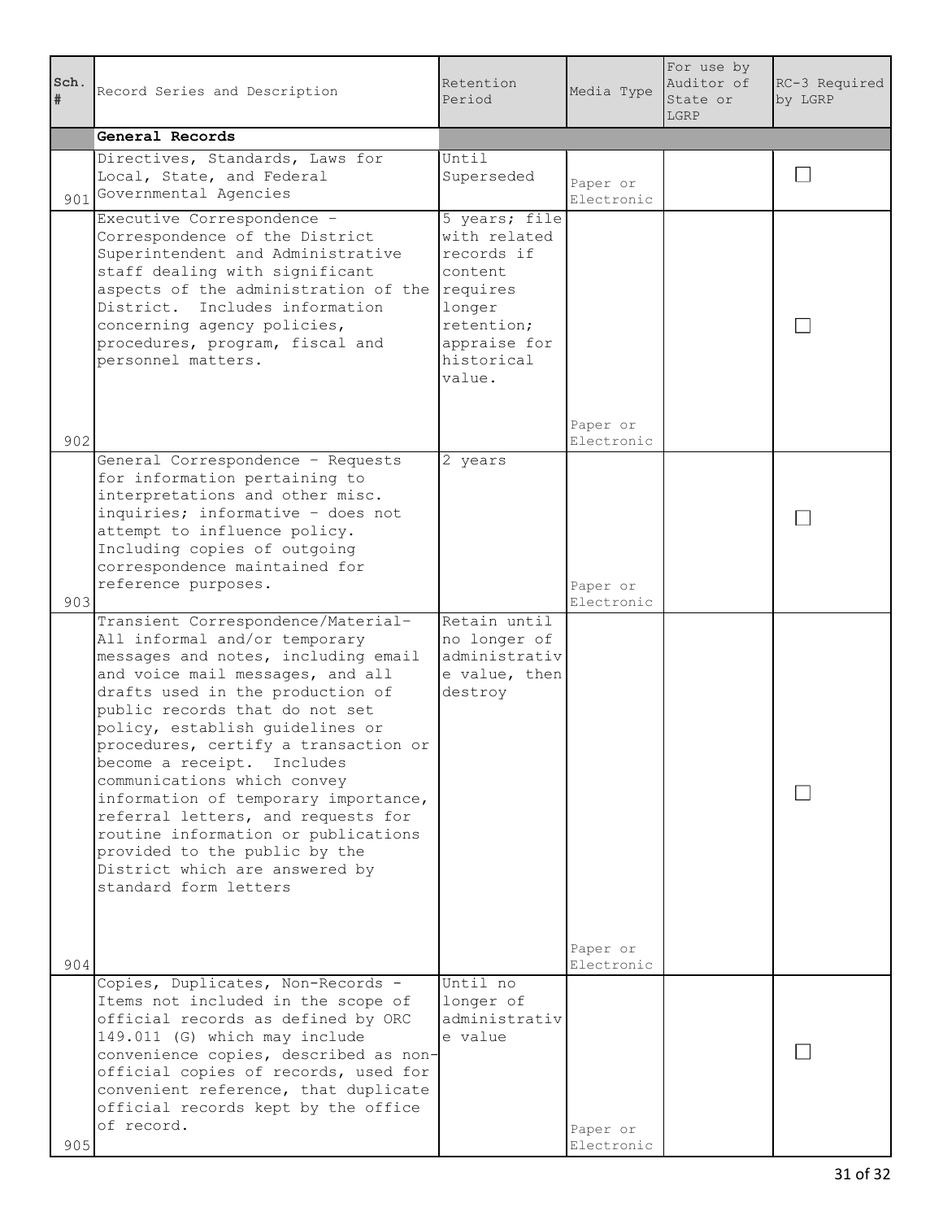| Sch. # | Record Series and Description | Retention Period | Media Type | For use by Auditor of State or LGRP | RC-3 Required by LGRP |
|---|---|---|---|---|---|
| | **General Records** | | | | |
| 901 | Directives, Standards, Laws for Local, State, and Federal Governmental Agencies | Until Superseded | Paper or Electronic | | ☐ |
| 902 | Executive Correspondence - Correspondence of the District Superintendent and Administrative staff dealing with significant aspects of the administration of the District. Includes information concerning agency policies, procedures, program, fiscal and personnel matters. | 5 years; file with related records if content requires longer retention; appraise for historical value. | Paper or Electronic | | ☐ |
| 903 | General Correspondence - Requests for information pertaining to interpretations and other misc. inquiries; informative - does not attempt to influence policy. Including copies of outgoing correspondence maintained for reference purposes. | 2 years | Paper or Electronic | | ☐ |
| 904 | Transient Correspondence/Material-All informal and/or temporary messages and notes, including email and voice mail messages, and all drafts used in the production of public records that do not set policy, establish guidelines or procedures, certify a transaction or become a receipt. Includes communications which convey information of temporary importance, referral letters, and requests for routine information or publications provided to the public by the District which are answered by standard form letters | Retain until no longer of administrative value, then destroy | Paper or Electronic | | ☐ |
| 905 | Copies, Duplicates, Non-Records - Items not included in the scope of official records as defined by ORC 149.011 (G) which may include convenience copies, described as non-official copies of records, used for convenient reference, that duplicate official records kept by the office of record. | Until no longer of administrative value | Paper or Electronic | | ☐ |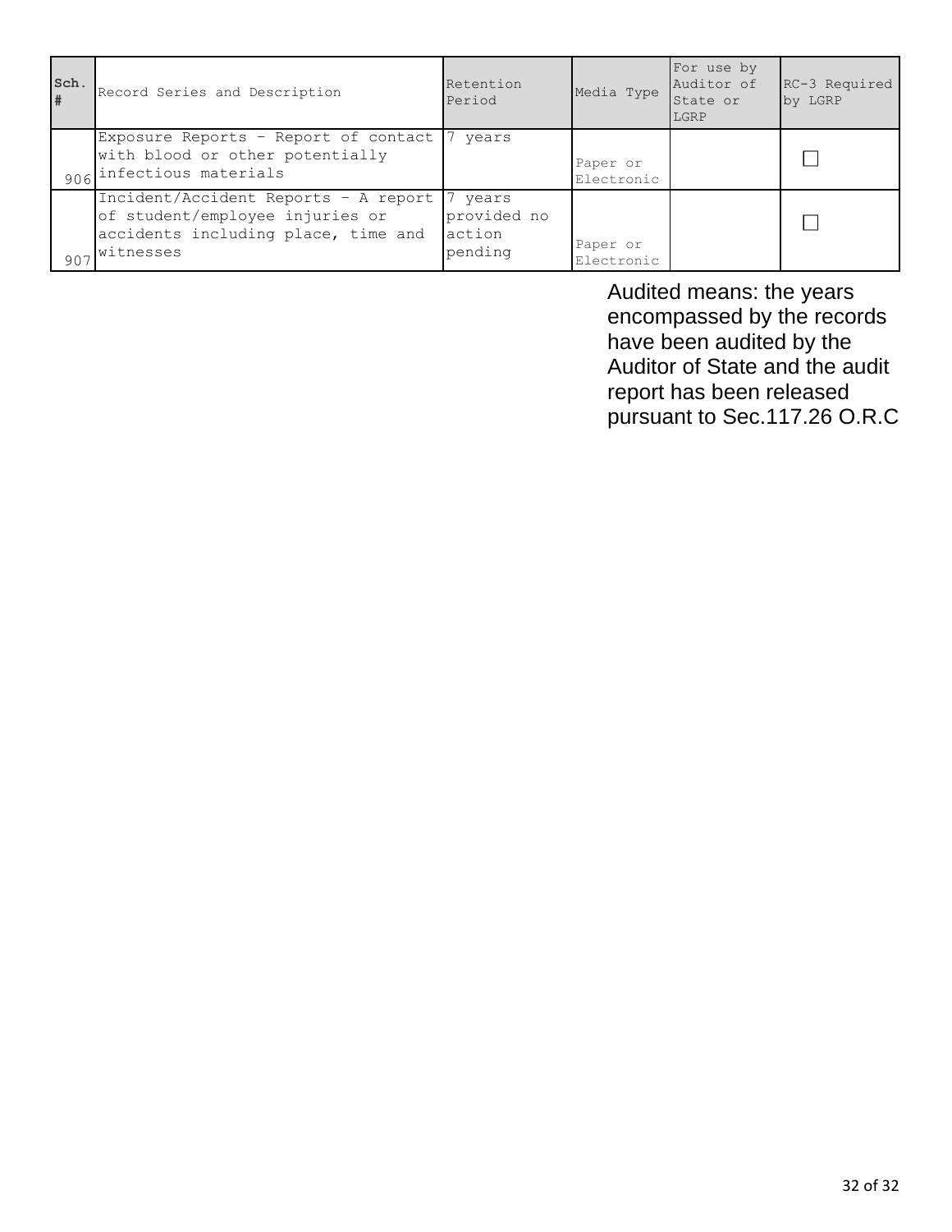| Sch. # | Record Series and Description | Retention Period | Media Type | For use by Auditor of State or LGRP | RC-3 Required by LGRP |
|---|---|---|---|---|---|
| 906 | Exposure Reports – Report of contact with blood or other potentially infectious materials | 7 years | Paper or Electronic | | ☐ |
| 907 | Incident/Accident Reports – A report of student/employee injuries or accidents including place, time and witnesses | 7 years provided no action pending | Paper or Electronic | | ☐ |

Audited means: the years encompassed by the records have been audited by the Auditor of State and the audit report has been released pursuant to Sec.117.26 O.R.C